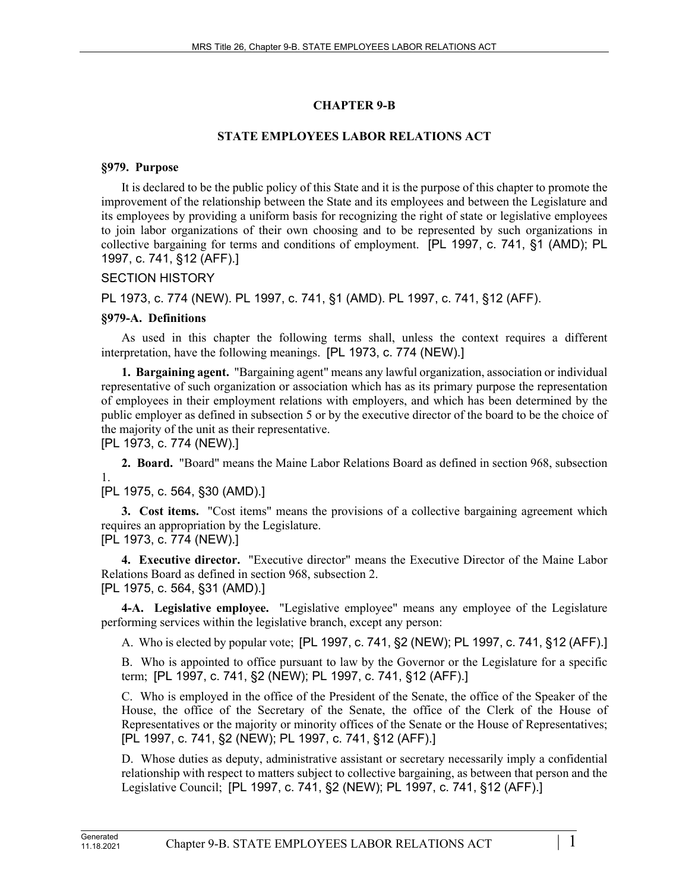## CHAPTER 9-B

## STATE EMPLOYEES LABOR RELATIONS ACT

### §979. Purpose

It is declared to be the public policy of this State and it is the purpose of this chapter to promote the improvement of the relationship between the State and its employees and between the Legislature and its employees by providing a uniform basis for recognizing the right of state or legislative employees to join labor organizations of their own choosing and to be represented by such organizations in collective bargaining for terms and conditions of employment. [PL 1997, c. 741, §1 (AMD); PL 1997, c. 741, §12 (AFF).]

SECTION HISTORY

PL 1973, c. 774 (NEW). PL 1997, c. 741, §1 (AMD). PL 1997, c. 741, §12 (AFF).

### §979-A. Definitions

As used in this chapter the following terms shall, unless the context requires a different interpretation, have the following meanings. [PL 1973, c. 774 (NEW).]

**1. Bargaining agent.** "Bargaining agent" means any lawful organization, association or individual representative of such organization or association which has as its primary purpose the representation of employees in their employment relations with employers, and which has been determined by the public employer as defined in subsection 5 or by the executive director of the board to be the choice of the majority of the unit as their representative.
[PL 1973, c. 774 (NEW).]

**2. Board.** "Board" means the Maine Labor Relations Board as defined in section 968, subsection 1.
[PL 1975, c. 564, §30 (AMD).]

**3. Cost items.** "Cost items" means the provisions of a collective bargaining agreement which requires an appropriation by the Legislature.
[PL 1973, c. 774 (NEW).]

**4. Executive director.** "Executive director" means the Executive Director of the Maine Labor Relations Board as defined in section 968, subsection 2.
[PL 1975, c. 564, §31 (AMD).]

**4-A. Legislative employee.** "Legislative employee" means any employee of the Legislature performing services within the legislative branch, except any person:

A. Who is elected by popular vote; [PL 1997, c. 741, §2 (NEW); PL 1997, c. 741, §12 (AFF).]

B. Who is appointed to office pursuant to law by the Governor or the Legislature for a specific term; [PL 1997, c. 741, §2 (NEW); PL 1997, c. 741, §12 (AFF).]

C. Who is employed in the office of the President of the Senate, the office of the Speaker of the House, the office of the Secretary of the Senate, the office of the Clerk of the House of Representatives or the majority or minority offices of the Senate or the House of Representatives; [PL 1997, c. 741, §2 (NEW); PL 1997, c. 741, §12 (AFF).]

D. Whose duties as deputy, administrative assistant or secretary necessarily imply a confidential relationship with respect to matters subject to collective bargaining, as between that person and the Legislative Council; [PL 1997, c. 741, §2 (NEW); PL 1997, c. 741, §12 (AFF).]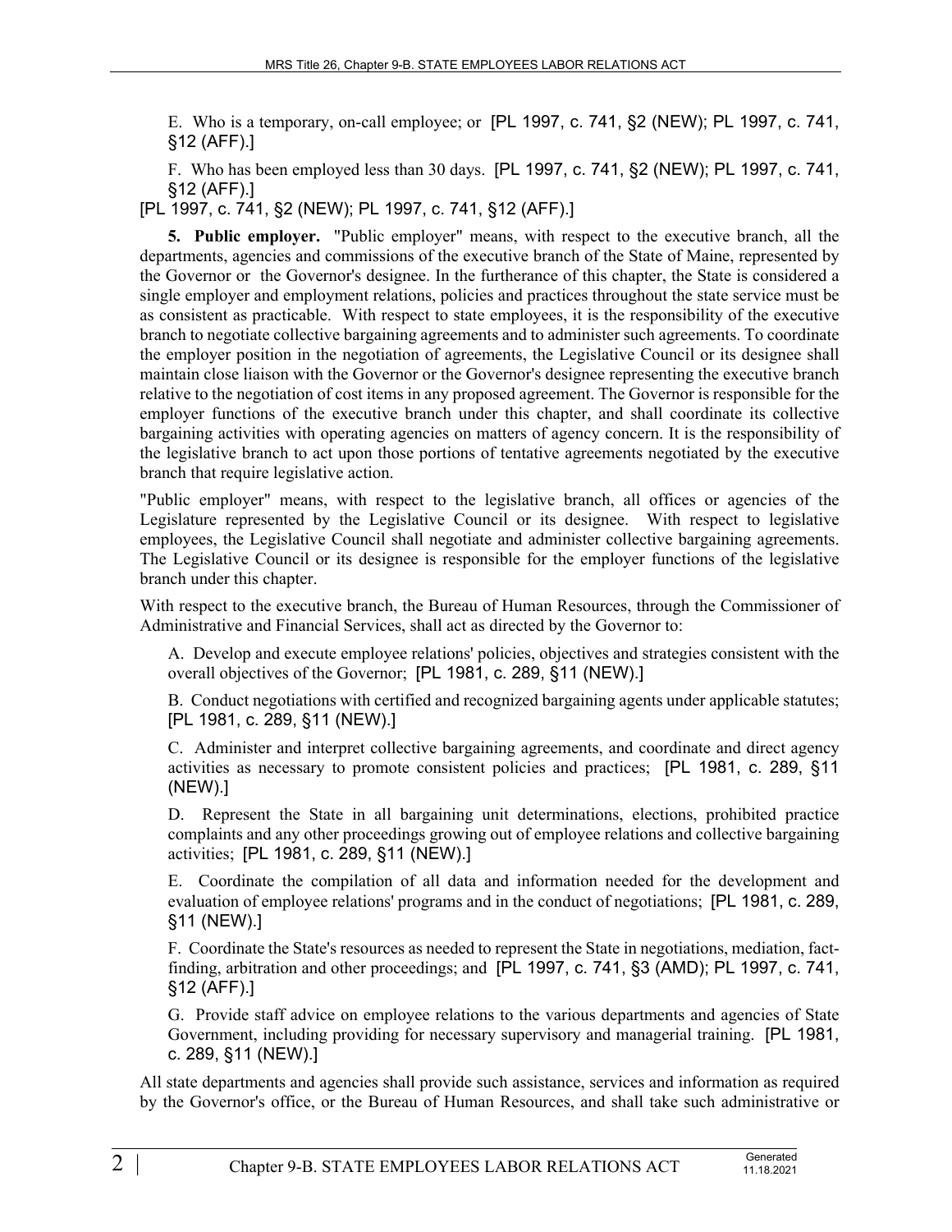E. Who is a temporary, on-call employee; or [PL 1997, c. 741, §2 (NEW); PL 1997, c. 741, §12 (AFF).]

F. Who has been employed less than 30 days. [PL 1997, c. 741, §2 (NEW); PL 1997, c. 741, §12 (AFF).]

[PL 1997, c. 741, §2 (NEW); PL 1997, c. 741, §12 (AFF).]

**5. Public employer.** "Public employer" means, with respect to the executive branch, all the departments, agencies and commissions of the executive branch of the State of Maine, represented by the Governor or the Governor's designee. In the furtherance of this chapter, the State is considered a single employer and employment relations, policies and practices throughout the state service must be as consistent as practicable. With respect to state employees, it is the responsibility of the executive branch to negotiate collective bargaining agreements and to administer such agreements. To coordinate the employer position in the negotiation of agreements, the Legislative Council or its designee shall maintain close liaison with the Governor or the Governor's designee representing the executive branch relative to the negotiation of cost items in any proposed agreement. The Governor is responsible for the employer functions of the executive branch under this chapter, and shall coordinate its collective bargaining activities with operating agencies on matters of agency concern. It is the responsibility of the legislative branch to act upon those portions of tentative agreements negotiated by the executive branch that require legislative action.

"Public employer" means, with respect to the legislative branch, all offices or agencies of the Legislature represented by the Legislative Council or its designee. With respect to legislative employees, the Legislative Council shall negotiate and administer collective bargaining agreements. The Legislative Council or its designee is responsible for the employer functions of the legislative branch under this chapter.

With respect to the executive branch, the Bureau of Human Resources, through the Commissioner of Administrative and Financial Services, shall act as directed by the Governor to:

A. Develop and execute employee relations' policies, objectives and strategies consistent with the overall objectives of the Governor; [PL 1981, c. 289, §11 (NEW).]

B. Conduct negotiations with certified and recognized bargaining agents under applicable statutes; [PL 1981, c. 289, §11 (NEW).]

C. Administer and interpret collective bargaining agreements, and coordinate and direct agency activities as necessary to promote consistent policies and practices; [PL 1981, c. 289, §11 (NEW).]

D. Represent the State in all bargaining unit determinations, elections, prohibited practice complaints and any other proceedings growing out of employee relations and collective bargaining activities; [PL 1981, c. 289, §11 (NEW).]

E. Coordinate the compilation of all data and information needed for the development and evaluation of employee relations' programs and in the conduct of negotiations; [PL 1981, c. 289, §11 (NEW).]

F. Coordinate the State's resources as needed to represent the State in negotiations, mediation, fact-finding, arbitration and other proceedings; and [PL 1997, c. 741, §3 (AMD); PL 1997, c. 741, §12 (AFF).]

G. Provide staff advice on employee relations to the various departments and agencies of State Government, including providing for necessary supervisory and managerial training. [PL 1981, c. 289, §11 (NEW).]

All state departments and agencies shall provide such assistance, services and information as required by the Governor's office, or the Bureau of Human Resources, and shall take such administrative or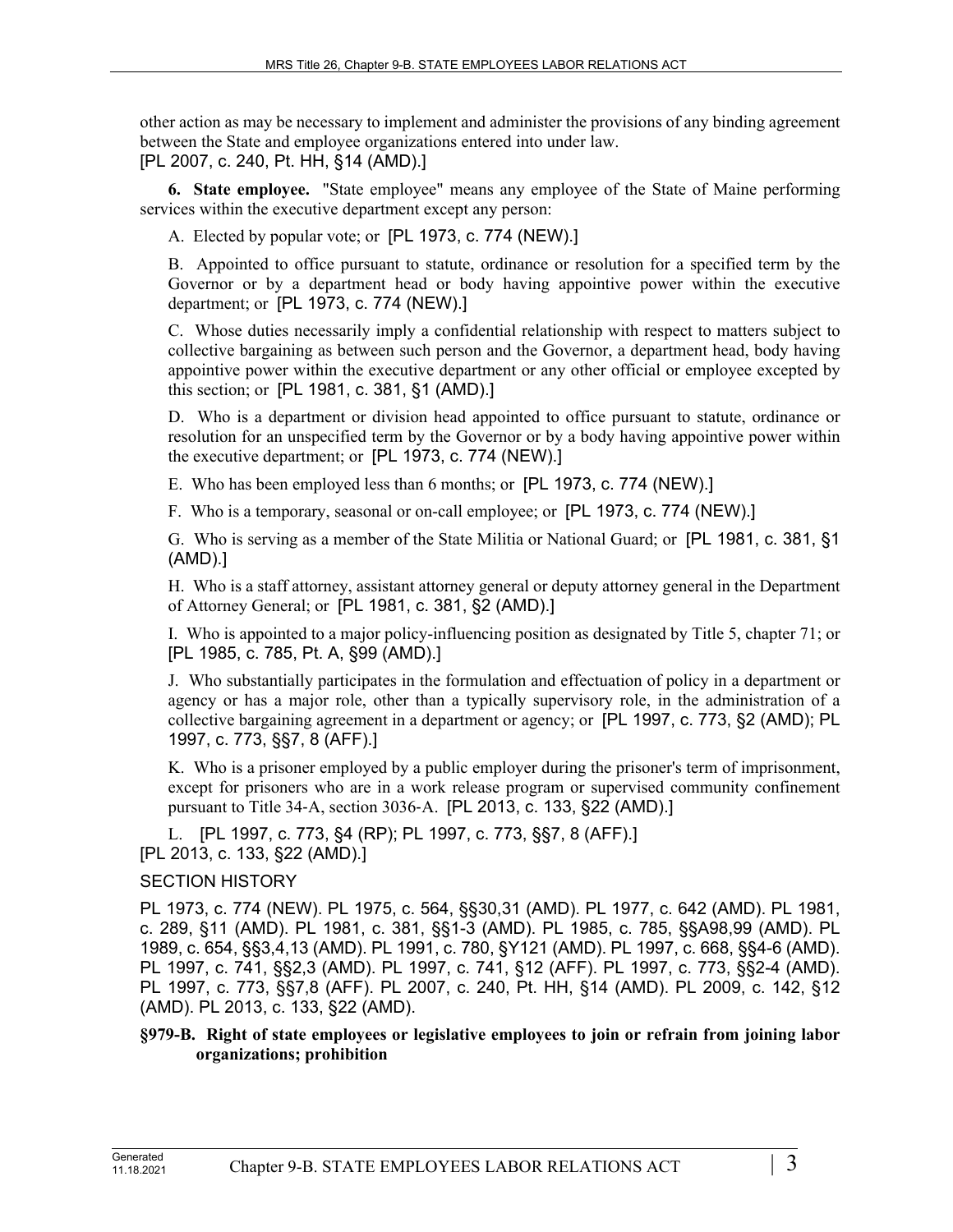other action as may be necessary to implement and administer the provisions of any binding agreement between the State and employee organizations entered into under law.
[PL 2007, c. 240, Pt. HH, §14 (AMD).]

**6. State employee.** "State employee" means any employee of the State of Maine performing services within the executive department except any person:

A. Elected by popular vote; or [PL 1973, c. 774 (NEW).]

B. Appointed to office pursuant to statute, ordinance or resolution for a specified term by the Governor or by a department head or body having appointive power within the executive department; or [PL 1973, c. 774 (NEW).]

C. Whose duties necessarily imply a confidential relationship with respect to matters subject to collective bargaining as between such person and the Governor, a department head, body having appointive power within the executive department or any other official or employee excepted by this section; or [PL 1981, c. 381, §1 (AMD).]

D. Who is a department or division head appointed to office pursuant to statute, ordinance or resolution for an unspecified term by the Governor or by a body having appointive power within the executive department; or [PL 1973, c. 774 (NEW).]

E. Who has been employed less than 6 months; or [PL 1973, c. 774 (NEW).]

F. Who is a temporary, seasonal or on-call employee; or [PL 1973, c. 774 (NEW).]

G. Who is serving as a member of the State Militia or National Guard; or [PL 1981, c. 381, §1 (AMD).]

H. Who is a staff attorney, assistant attorney general or deputy attorney general in the Department of Attorney General; or [PL 1981, c. 381, §2 (AMD).]

I. Who is appointed to a major policy-influencing position as designated by Title 5, chapter 71; or [PL 1985, c. 785, Pt. A, §99 (AMD).]

J. Who substantially participates in the formulation and effectuation of policy in a department or agency or has a major role, other than a typically supervisory role, in the administration of a collective bargaining agreement in a department or agency; or [PL 1997, c. 773, §2 (AMD); PL 1997, c. 773, §§7, 8 (AFF).]

K. Who is a prisoner employed by a public employer during the prisoner's term of imprisonment, except for prisoners who are in a work release program or supervised community confinement pursuant to Title 34-A, section 3036-A. [PL 2013, c. 133, §22 (AMD).]

L. [PL 1997, c. 773, §4 (RP); PL 1997, c. 773, §§7, 8 (AFF).]
[PL 2013, c. 133, §22 (AMD).]

SECTION HISTORY

PL 1973, c. 774 (NEW). PL 1975, c. 564, §§30,31 (AMD). PL 1977, c. 642 (AMD). PL 1981, c. 289, §11 (AMD). PL 1981, c. 381, §§1-3 (AMD). PL 1985, c. 785, §§A98,99 (AMD). PL 1989, c. 654, §§3,4,13 (AMD). PL 1991, c. 780, §Y121 (AMD). PL 1997, c. 668, §§4-6 (AMD). PL 1997, c. 741, §§2,3 (AMD). PL 1997, c. 741, §12 (AFF). PL 1997, c. 773, §§2-4 (AMD). PL 1997, c. 773, §§7,8 (AFF). PL 2007, c. 240, Pt. HH, §14 (AMD). PL 2009, c. 142, §12 (AMD). PL 2013, c. 133, §22 (AMD).

**§979-B. Right of state employees or legislative employees to join or refrain from joining labor organizations; prohibition**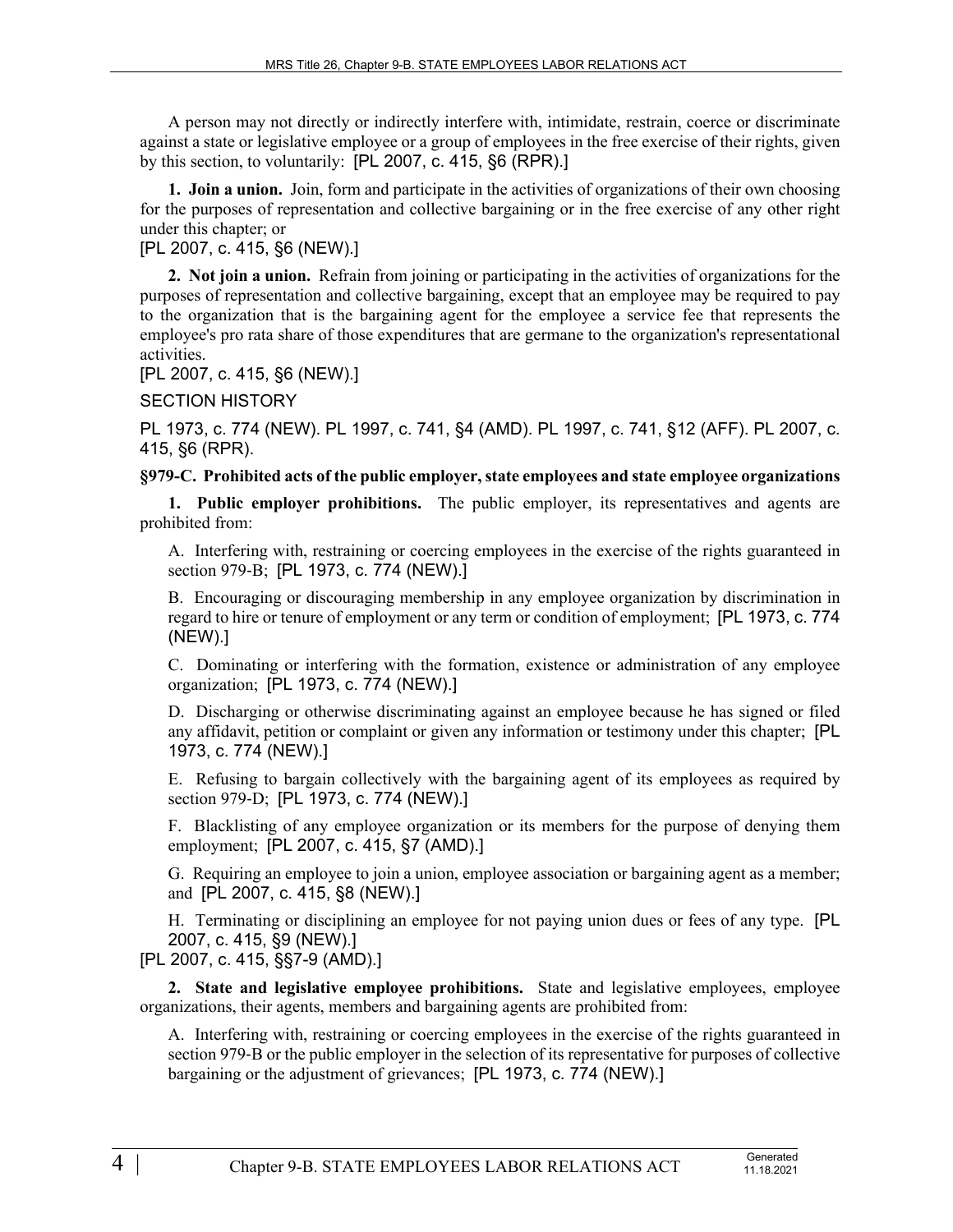A person may not directly or indirectly interfere with, intimidate, restrain, coerce or discriminate against a state or legislative employee or a group of employees in the free exercise of their rights, given by this section, to voluntarily: [PL 2007, c. 415, §6 (RPR).]

**1. Join a union.** Join, form and participate in the activities of organizations of their own choosing for the purposes of representation and collective bargaining or in the free exercise of any other right under this chapter; or

[PL 2007, c. 415, §6 (NEW).]

**2. Not join a union.** Refrain from joining or participating in the activities of organizations for the purposes of representation and collective bargaining, except that an employee may be required to pay to the organization that is the bargaining agent for the employee a service fee that represents the employee's pro rata share of those expenditures that are germane to the organization's representational activities.

[PL 2007, c. 415, §6 (NEW).]

SECTION HISTORY

PL 1973, c. 774 (NEW). PL 1997, c. 741, §4 (AMD). PL 1997, c. 741, §12 (AFF). PL 2007, c. 415, §6 (RPR).

**§979-C. Prohibited acts of the public employer, state employees and state employee organizations**

**1. Public employer prohibitions.** The public employer, its representatives and agents are prohibited from:

A. Interfering with, restraining or coercing employees in the exercise of the rights guaranteed in section 979-B; [PL 1973, c. 774 (NEW).]

B. Encouraging or discouraging membership in any employee organization by discrimination in regard to hire or tenure of employment or any term or condition of employment; [PL 1973, c. 774 (NEW).]

C. Dominating or interfering with the formation, existence or administration of any employee organization; [PL 1973, c. 774 (NEW).]

D. Discharging or otherwise discriminating against an employee because he has signed or filed any affidavit, petition or complaint or given any information or testimony under this chapter; [PL 1973, c. 774 (NEW).]

E. Refusing to bargain collectively with the bargaining agent of its employees as required by section 979-D; [PL 1973, c. 774 (NEW).]

F. Blacklisting of any employee organization or its members for the purpose of denying them employment; [PL 2007, c. 415, §7 (AMD).]

G. Requiring an employee to join a union, employee association or bargaining agent as a member; and [PL 2007, c. 415, §8 (NEW).]

H. Terminating or disciplining an employee for not paying union dues or fees of any type. [PL 2007, c. 415, §9 (NEW).]

[PL 2007, c. 415, §§7-9 (AMD).]

**2. State and legislative employee prohibitions.** State and legislative employees, employee organizations, their agents, members and bargaining agents are prohibited from:

A. Interfering with, restraining or coercing employees in the exercise of the rights guaranteed in section 979-B or the public employer in the selection of its representative for purposes of collective bargaining or the adjustment of grievances; [PL 1973, c. 774 (NEW).]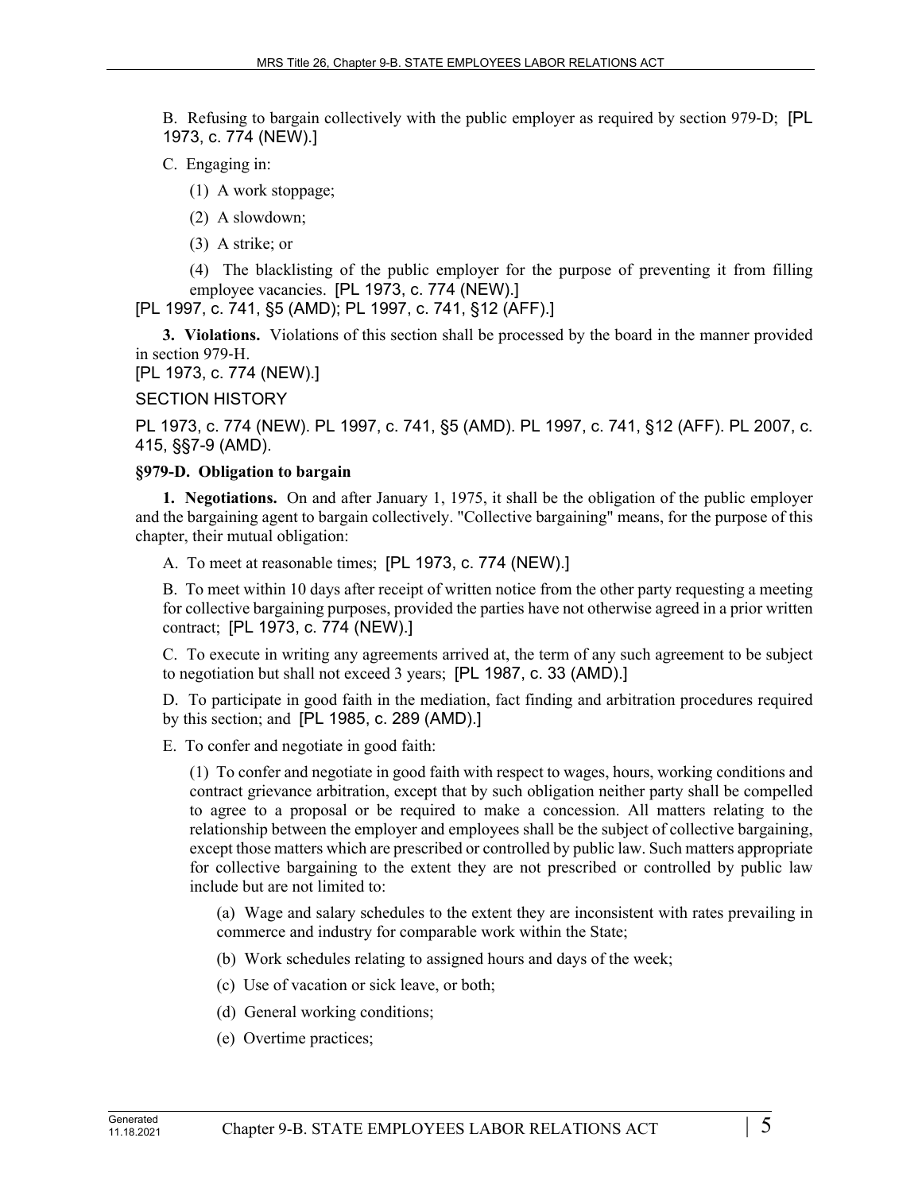B. Refusing to bargain collectively with the public employer as required by section 979-D; [PL 1973, c. 774 (NEW).]

C. Engaging in:

(1) A work stoppage;

(2) A slowdown;

(3) A strike; or

(4) The blacklisting of the public employer for the purpose of preventing it from filling employee vacancies. [PL 1973, c. 774 (NEW).]

[PL 1997, c. 741, §5 (AMD); PL 1997, c. 741, §12 (AFF).]

**3. Violations.** Violations of this section shall be processed by the board in the manner provided in section 979-H.

[PL 1973, c. 774 (NEW).]

SECTION HISTORY

PL 1973, c. 774 (NEW). PL 1997, c. 741, §5 (AMD). PL 1997, c. 741, §12 (AFF). PL 2007, c. 415, §§7-9 (AMD).

### §979-D. Obligation to bargain

**1. Negotiations.** On and after January 1, 1975, it shall be the obligation of the public employer and the bargaining agent to bargain collectively. "Collective bargaining" means, for the purpose of this chapter, their mutual obligation:

A. To meet at reasonable times; [PL 1973, c. 774 (NEW).]

B. To meet within 10 days after receipt of written notice from the other party requesting a meeting for collective bargaining purposes, provided the parties have not otherwise agreed in a prior written contract; [PL 1973, c. 774 (NEW).]

C. To execute in writing any agreements arrived at, the term of any such agreement to be subject to negotiation but shall not exceed 3 years; [PL 1987, c. 33 (AMD).]

D. To participate in good faith in the mediation, fact finding and arbitration procedures required by this section; and [PL 1985, c. 289 (AMD).]

E. To confer and negotiate in good faith:

(1) To confer and negotiate in good faith with respect to wages, hours, working conditions and contract grievance arbitration, except that by such obligation neither party shall be compelled to agree to a proposal or be required to make a concession. All matters relating to the relationship between the employer and employees shall be the subject of collective bargaining, except those matters which are prescribed or controlled by public law. Such matters appropriate for collective bargaining to the extent they are not prescribed or controlled by public law include but are not limited to:

(a) Wage and salary schedules to the extent they are inconsistent with rates prevailing in commerce and industry for comparable work within the State;

(b) Work schedules relating to assigned hours and days of the week;

(c) Use of vacation or sick leave, or both;

(d) General working conditions;

(e) Overtime practices;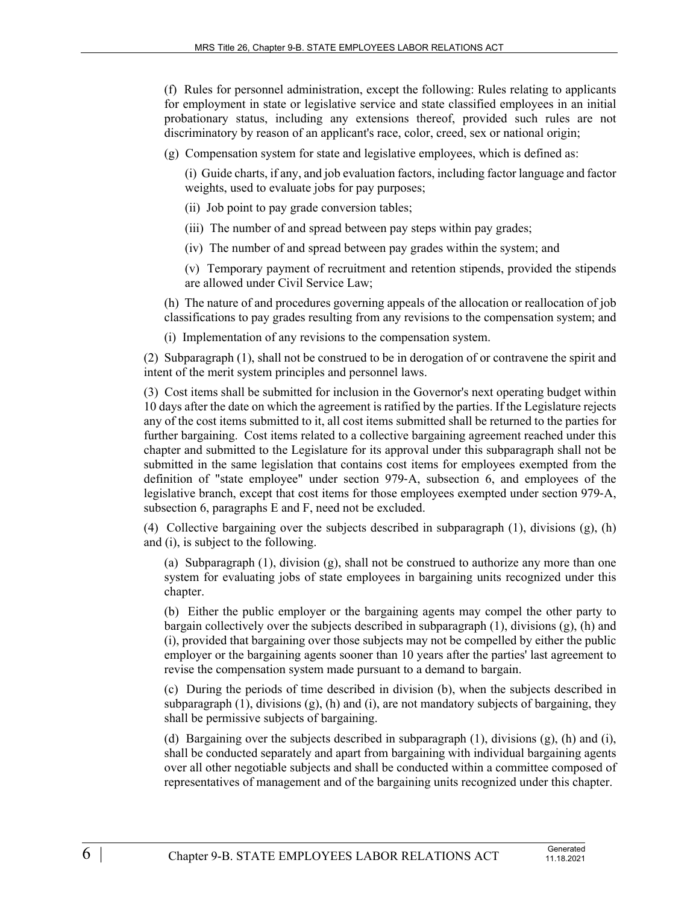(f) Rules for personnel administration, except the following: Rules relating to applicants for employment in state or legislative service and state classified employees in an initial probationary status, including any extensions thereof, provided such rules are not discriminatory by reason of an applicant's race, color, creed, sex or national origin;

(g) Compensation system for state and legislative employees, which is defined as:

(i) Guide charts, if any, and job evaluation factors, including factor language and factor weights, used to evaluate jobs for pay purposes;

(ii) Job point to pay grade conversion tables;

(iii) The number of and spread between pay steps within pay grades;

(iv) The number of and spread between pay grades within the system; and

(v) Temporary payment of recruitment and retention stipends, provided the stipends are allowed under Civil Service Law;

(h) The nature of and procedures governing appeals of the allocation or reallocation of job classifications to pay grades resulting from any revisions to the compensation system; and

(i) Implementation of any revisions to the compensation system.

(2) Subparagraph (1), shall not be construed to be in derogation of or contravene the spirit and intent of the merit system principles and personnel laws.

(3) Cost items shall be submitted for inclusion in the Governor's next operating budget within 10 days after the date on which the agreement is ratified by the parties. If the Legislature rejects any of the cost items submitted to it, all cost items submitted shall be returned to the parties for further bargaining. Cost items related to a collective bargaining agreement reached under this chapter and submitted to the Legislature for its approval under this subparagraph shall not be submitted in the same legislation that contains cost items for employees exempted from the definition of "state employee" under section 979-A, subsection 6, and employees of the legislative branch, except that cost items for those employees exempted under section 979-A, subsection 6, paragraphs E and F, need not be excluded.

(4) Collective bargaining over the subjects described in subparagraph (1), divisions (g), (h) and (i), is subject to the following.

(a) Subparagraph (1), division (g), shall not be construed to authorize any more than one system for evaluating jobs of state employees in bargaining units recognized under this chapter.

(b) Either the public employer or the bargaining agents may compel the other party to bargain collectively over the subjects described in subparagraph (1), divisions (g), (h) and (i), provided that bargaining over those subjects may not be compelled by either the public employer or the bargaining agents sooner than 10 years after the parties' last agreement to revise the compensation system made pursuant to a demand to bargain.

(c) During the periods of time described in division (b), when the subjects described in subparagraph (1), divisions (g), (h) and (i), are not mandatory subjects of bargaining, they shall be permissive subjects of bargaining.

(d) Bargaining over the subjects described in subparagraph (1), divisions (g), (h) and (i), shall be conducted separately and apart from bargaining with individual bargaining agents over all other negotiable subjects and shall be conducted within a committee composed of representatives of management and of the bargaining units recognized under this chapter.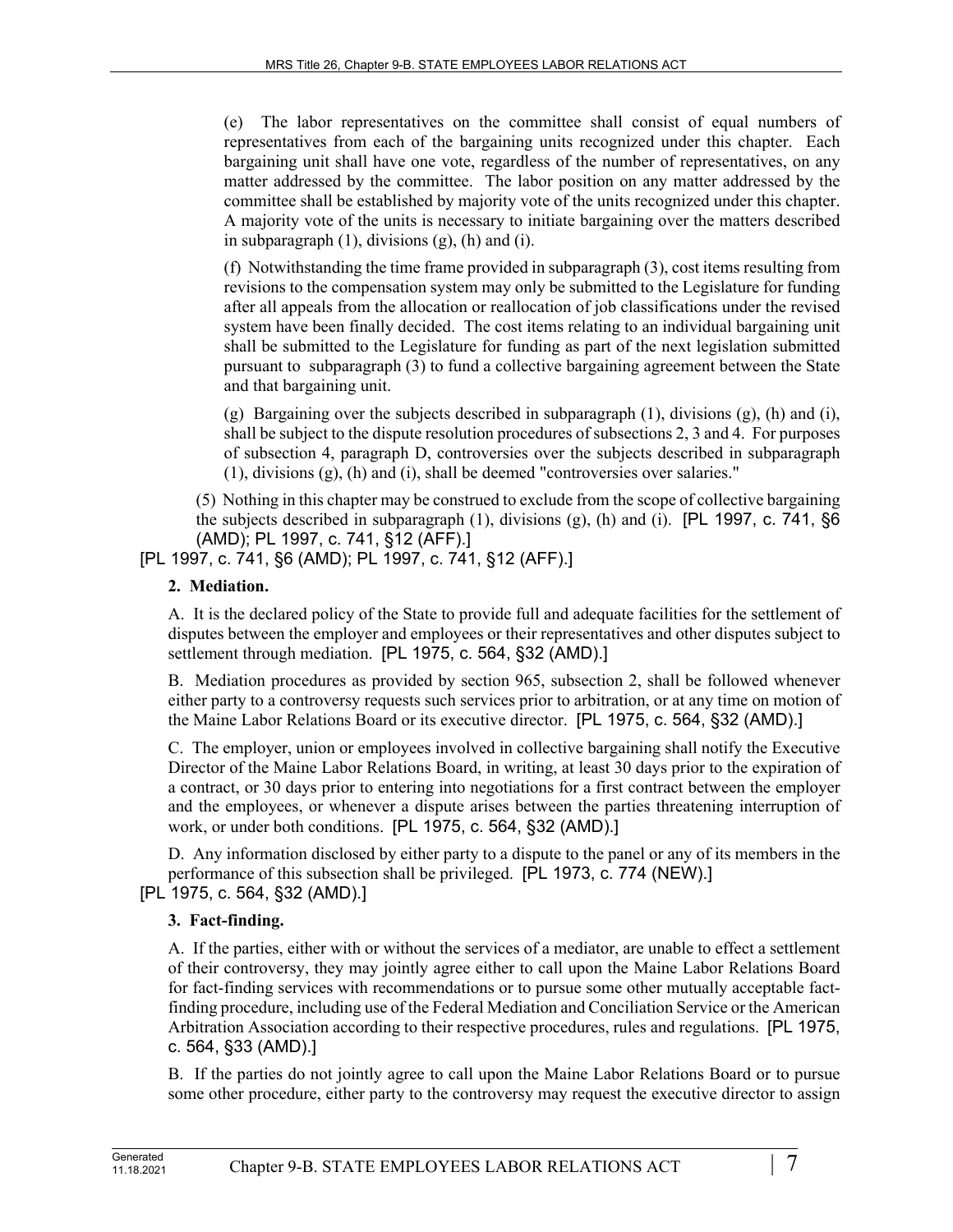(e) The labor representatives on the committee shall consist of equal numbers of representatives from each of the bargaining units recognized under this chapter. Each bargaining unit shall have one vote, regardless of the number of representatives, on any matter addressed by the committee. The labor position on any matter addressed by the committee shall be established by majority vote of the units recognized under this chapter. A majority vote of the units is necessary to initiate bargaining over the matters described in subparagraph (1), divisions (g), (h) and (i).

(f) Notwithstanding the time frame provided in subparagraph (3), cost items resulting from revisions to the compensation system may only be submitted to the Legislature for funding after all appeals from the allocation or reallocation of job classifications under the revised system have been finally decided. The cost items relating to an individual bargaining unit shall be submitted to the Legislature for funding as part of the next legislation submitted pursuant to subparagraph (3) to fund a collective bargaining agreement between the State and that bargaining unit.

(g) Bargaining over the subjects described in subparagraph (1), divisions (g), (h) and (i), shall be subject to the dispute resolution procedures of subsections 2, 3 and 4. For purposes of subsection 4, paragraph D, controversies over the subjects described in subparagraph (1), divisions (g), (h) and (i), shall be deemed "controversies over salaries."

(5) Nothing in this chapter may be construed to exclude from the scope of collective bargaining the subjects described in subparagraph (1), divisions (g), (h) and (i). [PL 1997, c. 741, §6 (AMD); PL 1997, c. 741, §12 (AFF).]

[PL 1997, c. 741, §6 (AMD); PL 1997, c. 741, §12 (AFF).]

**2. Mediation.**

A. It is the declared policy of the State to provide full and adequate facilities for the settlement of disputes between the employer and employees or their representatives and other disputes subject to settlement through mediation. [PL 1975, c. 564, §32 (AMD).]

B. Mediation procedures as provided by section 965, subsection 2, shall be followed whenever either party to a controversy requests such services prior to arbitration, or at any time on motion of the Maine Labor Relations Board or its executive director. [PL 1975, c. 564, §32 (AMD).]

C. The employer, union or employees involved in collective bargaining shall notify the Executive Director of the Maine Labor Relations Board, in writing, at least 30 days prior to the expiration of a contract, or 30 days prior to entering into negotiations for a first contract between the employer and the employees, or whenever a dispute arises between the parties threatening interruption of work, or under both conditions. [PL 1975, c. 564, §32 (AMD).]

D. Any information disclosed by either party to a dispute to the panel or any of its members in the performance of this subsection shall be privileged. [PL 1973, c. 774 (NEW).]

[PL 1975, c. 564, §32 (AMD).]

**3. Fact-finding.**

A. If the parties, either with or without the services of a mediator, are unable to effect a settlement of their controversy, they may jointly agree either to call upon the Maine Labor Relations Board for fact-finding services with recommendations or to pursue some other mutually acceptable fact-finding procedure, including use of the Federal Mediation and Conciliation Service or the American Arbitration Association according to their respective procedures, rules and regulations. [PL 1975, c. 564, §33 (AMD).]

B. If the parties do not jointly agree to call upon the Maine Labor Relations Board or to pursue some other procedure, either party to the controversy may request the executive director to assign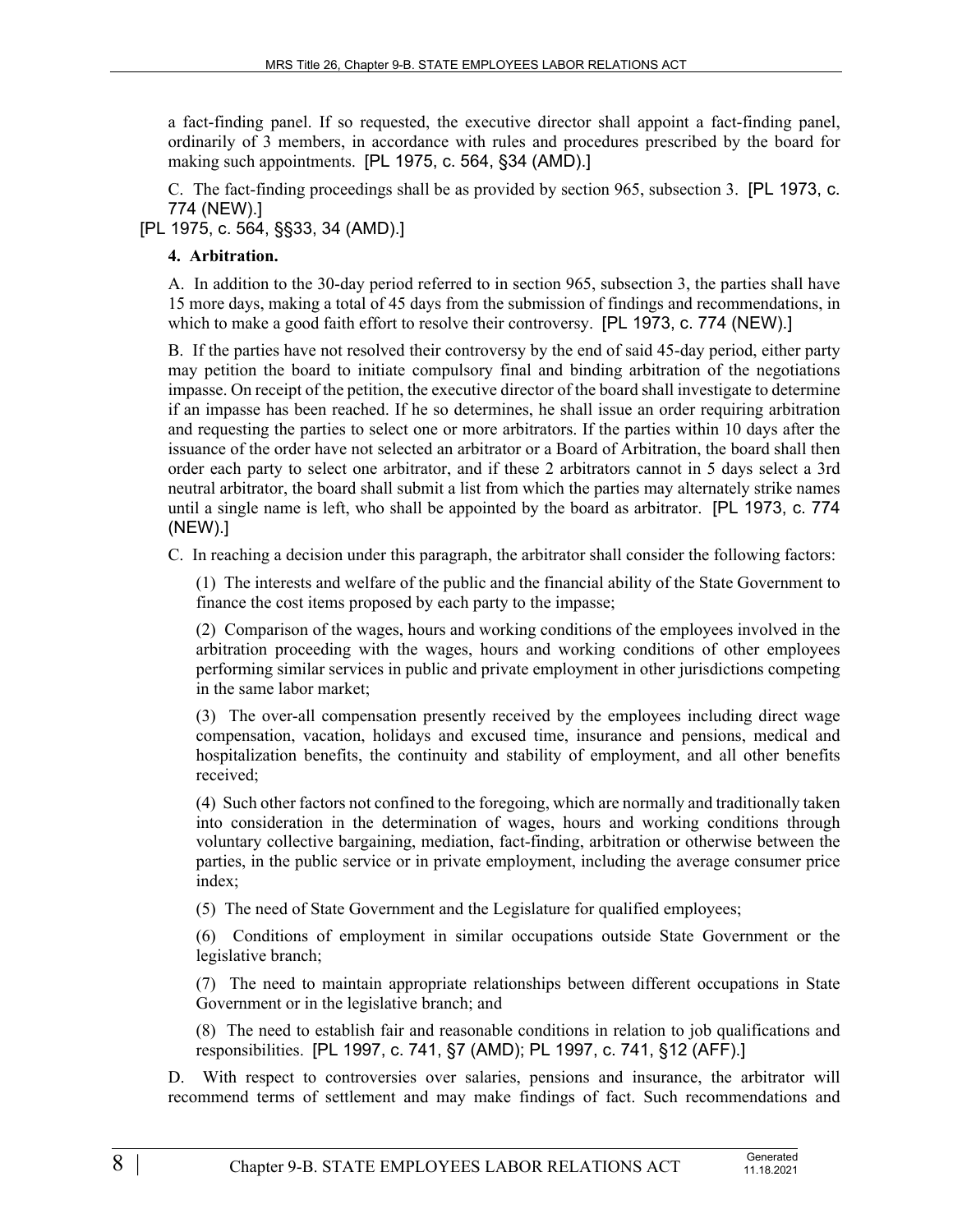a fact-finding panel. If so requested, the executive director shall appoint a fact-finding panel, ordinarily of 3 members, in accordance with rules and procedures prescribed by the board for making such appointments. [PL 1975, c. 564, §34 (AMD).]

C. The fact-finding proceedings shall be as provided by section 965, subsection 3. [PL 1973, c. 774 (NEW).]

[PL 1975, c. 564, §§33, 34 (AMD).]

**4. Arbitration.**

A. In addition to the 30-day period referred to in section 965, subsection 3, the parties shall have 15 more days, making a total of 45 days from the submission of findings and recommendations, in which to make a good faith effort to resolve their controversy. [PL 1973, c. 774 (NEW).]

B. If the parties have not resolved their controversy by the end of said 45-day period, either party may petition the board to initiate compulsory final and binding arbitration of the negotiations impasse. On receipt of the petition, the executive director of the board shall investigate to determine if an impasse has been reached. If he so determines, he shall issue an order requiring arbitration and requesting the parties to select one or more arbitrators. If the parties within 10 days after the issuance of the order have not selected an arbitrator or a Board of Arbitration, the board shall then order each party to select one arbitrator, and if these 2 arbitrators cannot in 5 days select a 3rd neutral arbitrator, the board shall submit a list from which the parties may alternately strike names until a single name is left, who shall be appointed by the board as arbitrator. [PL 1973, c. 774 (NEW).]

C. In reaching a decision under this paragraph, the arbitrator shall consider the following factors:

(1) The interests and welfare of the public and the financial ability of the State Government to finance the cost items proposed by each party to the impasse;

(2) Comparison of the wages, hours and working conditions of the employees involved in the arbitration proceeding with the wages, hours and working conditions of other employees performing similar services in public and private employment in other jurisdictions competing in the same labor market;

(3) The over-all compensation presently received by the employees including direct wage compensation, vacation, holidays and excused time, insurance and pensions, medical and hospitalization benefits, the continuity and stability of employment, and all other benefits received;

(4) Such other factors not confined to the foregoing, which are normally and traditionally taken into consideration in the determination of wages, hours and working conditions through voluntary collective bargaining, mediation, fact-finding, arbitration or otherwise between the parties, in the public service or in private employment, including the average consumer price index;

(5) The need of State Government and the Legislature for qualified employees;

(6) Conditions of employment in similar occupations outside State Government or the legislative branch;

(7) The need to maintain appropriate relationships between different occupations in State Government or in the legislative branch; and

(8) The need to establish fair and reasonable conditions in relation to job qualifications and responsibilities. [PL 1997, c. 741, §7 (AMD); PL 1997, c. 741, §12 (AFF).]

D. With respect to controversies over salaries, pensions and insurance, the arbitrator will recommend terms of settlement and may make findings of fact. Such recommendations and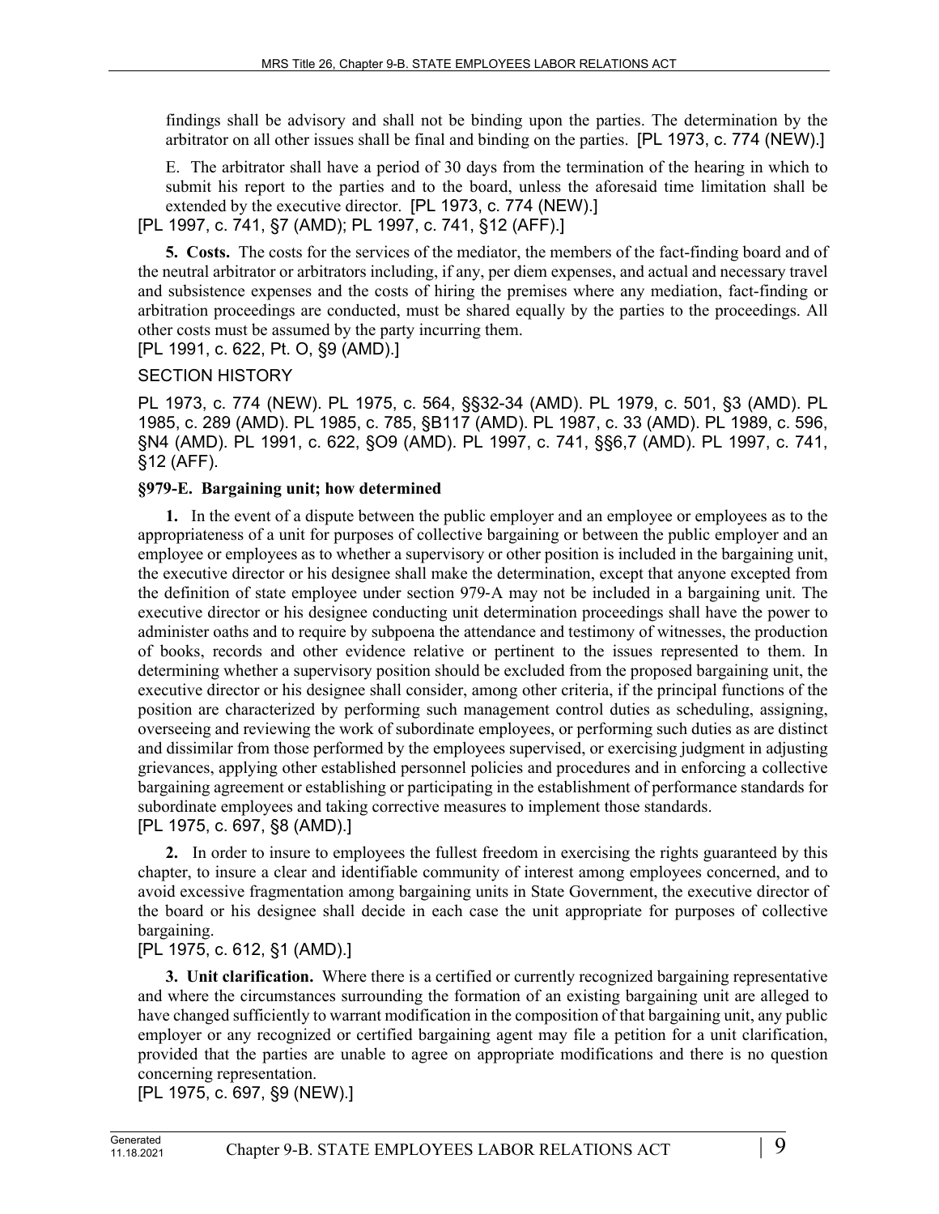findings shall be advisory and shall not be binding upon the parties. The determination by the arbitrator on all other issues shall be final and binding on the parties. [PL 1973, c. 774 (NEW).]

E. The arbitrator shall have a period of 30 days from the termination of the hearing in which to submit his report to the parties and to the board, unless the aforesaid time limitation shall be extended by the executive director. [PL 1973, c. 774 (NEW).]

[PL 1997, c. 741, §7 (AMD); PL 1997, c. 741, §12 (AFF).]

**5. Costs.** The costs for the services of the mediator, the members of the fact-finding board and of the neutral arbitrator or arbitrators including, if any, per diem expenses, and actual and necessary travel and subsistence expenses and the costs of hiring the premises where any mediation, fact-finding or arbitration proceedings are conducted, must be shared equally by the parties to the proceedings. All other costs must be assumed by the party incurring them.

[PL 1991, c. 622, Pt. O, §9 (AMD).]

SECTION HISTORY

PL 1973, c. 774 (NEW). PL 1975, c. 564, §§32-34 (AMD). PL 1979, c. 501, §3 (AMD). PL 1985, c. 289 (AMD). PL 1985, c. 785, §B117 (AMD). PL 1987, c. 33 (AMD). PL 1989, c. 596, §N4 (AMD). PL 1991, c. 622, §O9 (AMD). PL 1997, c. 741, §§6,7 (AMD). PL 1997, c. 741, §12 (AFF).

### §979-E. Bargaining unit; how determined

**1.** In the event of a dispute between the public employer and an employee or employees as to the appropriateness of a unit for purposes of collective bargaining or between the public employer and an employee or employees as to whether a supervisory or other position is included in the bargaining unit, the executive director or his designee shall make the determination, except that anyone excepted from the definition of state employee under section 979-A may not be included in a bargaining unit. The executive director or his designee conducting unit determination proceedings shall have the power to administer oaths and to require by subpoena the attendance and testimony of witnesses, the production of books, records and other evidence relative or pertinent to the issues represented to them. In determining whether a supervisory position should be excluded from the proposed bargaining unit, the executive director or his designee shall consider, among other criteria, if the principal functions of the position are characterized by performing such management control duties as scheduling, assigning, overseeing and reviewing the work of subordinate employees, or performing such duties as are distinct and dissimilar from those performed by the employees supervised, or exercising judgment in adjusting grievances, applying other established personnel policies and procedures and in enforcing a collective bargaining agreement or establishing or participating in the establishment of performance standards for subordinate employees and taking corrective measures to implement those standards.

[PL 1975, c. 697, §8 (AMD).]

**2.** In order to insure to employees the fullest freedom in exercising the rights guaranteed by this chapter, to insure a clear and identifiable community of interest among employees concerned, and to avoid excessive fragmentation among bargaining units in State Government, the executive director of the board or his designee shall decide in each case the unit appropriate for purposes of collective bargaining.

[PL 1975, c. 612, §1 (AMD).]

**3. Unit clarification.** Where there is a certified or currently recognized bargaining representative and where the circumstances surrounding the formation of an existing bargaining unit are alleged to have changed sufficiently to warrant modification in the composition of that bargaining unit, any public employer or any recognized or certified bargaining agent may file a petition for a unit clarification, provided that the parties are unable to agree on appropriate modifications and there is no question concerning representation.

[PL 1975, c. 697, §9 (NEW).]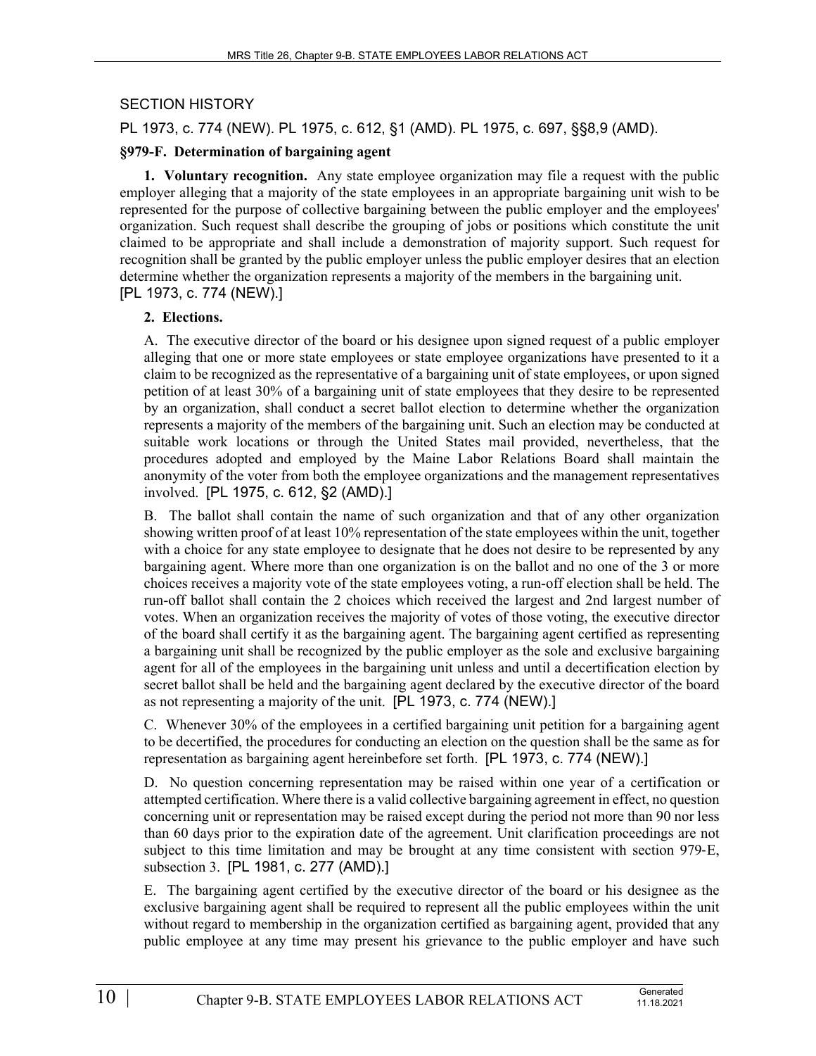SECTION HISTORY

PL 1973, c. 774 (NEW). PL 1975, c. 612, §1 (AMD). PL 1975, c. 697, §§8,9 (AMD).

### §979-F. Determination of bargaining agent

**1. Voluntary recognition.** Any state employee organization may file a request with the public employer alleging that a majority of the state employees in an appropriate bargaining unit wish to be represented for the purpose of collective bargaining between the public employer and the employees' organization. Such request shall describe the grouping of jobs or positions which constitute the unit claimed to be appropriate and shall include a demonstration of majority support. Such request for recognition shall be granted by the public employer unless the public employer desires that an election determine whether the organization represents a majority of the members in the bargaining unit.
[PL 1973, c. 774 (NEW).]

**2. Elections.**

A. The executive director of the board or his designee upon signed request of a public employer alleging that one or more state employees or state employee organizations have presented to it a claim to be recognized as the representative of a bargaining unit of state employees, or upon signed petition of at least 30% of a bargaining unit of state employees that they desire to be represented by an organization, shall conduct a secret ballot election to determine whether the organization represents a majority of the members of the bargaining unit. Such an election may be conducted at suitable work locations or through the United States mail provided, nevertheless, that the procedures adopted and employed by the Maine Labor Relations Board shall maintain the anonymity of the voter from both the employee organizations and the management representatives involved. [PL 1975, c. 612, §2 (AMD).]

B. The ballot shall contain the name of such organization and that of any other organization showing written proof of at least 10% representation of the state employees within the unit, together with a choice for any state employee to designate that he does not desire to be represented by any bargaining agent. Where more than one organization is on the ballot and no one of the 3 or more choices receives a majority vote of the state employees voting, a run-off election shall be held. The run-off ballot shall contain the 2 choices which received the largest and 2nd largest number of votes. When an organization receives the majority of votes of those voting, the executive director of the board shall certify it as the bargaining agent. The bargaining agent certified as representing a bargaining unit shall be recognized by the public employer as the sole and exclusive bargaining agent for all of the employees in the bargaining unit unless and until a decertification election by secret ballot shall be held and the bargaining agent declared by the executive director of the board as not representing a majority of the unit. [PL 1973, c. 774 (NEW).]

C. Whenever 30% of the employees in a certified bargaining unit petition for a bargaining agent to be decertified, the procedures for conducting an election on the question shall be the same as for representation as bargaining agent hereinbefore set forth. [PL 1973, c. 774 (NEW).]

D. No question concerning representation may be raised within one year of a certification or attempted certification. Where there is a valid collective bargaining agreement in effect, no question concerning unit or representation may be raised except during the period not more than 90 nor less than 60 days prior to the expiration date of the agreement. Unit clarification proceedings are not subject to this time limitation and may be brought at any time consistent with section 979-E, subsection 3. [PL 1981, c. 277 (AMD).]

E. The bargaining agent certified by the executive director of the board or his designee as the exclusive bargaining agent shall be required to represent all the public employees within the unit without regard to membership in the organization certified as bargaining agent, provided that any public employee at any time may present his grievance to the public employer and have such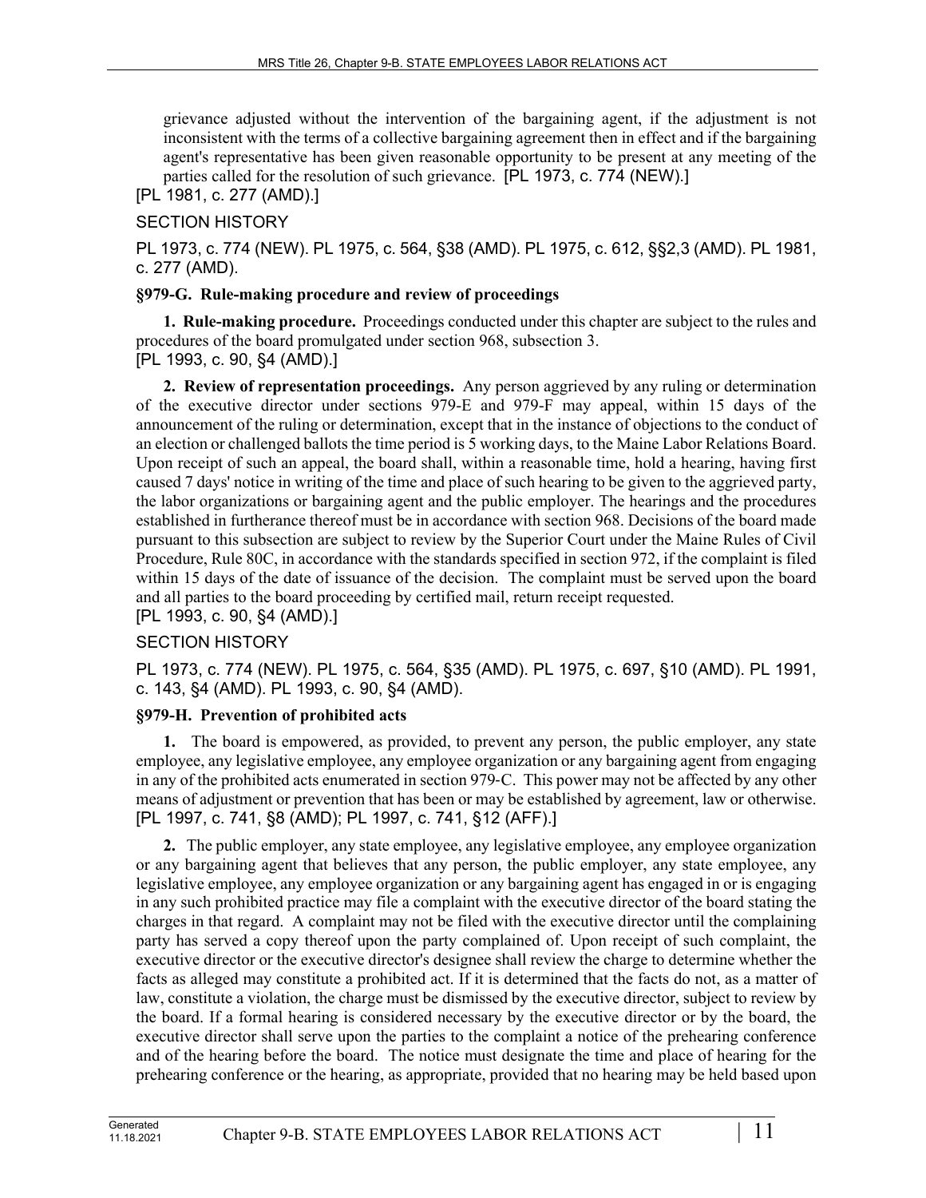grievance adjusted without the intervention of the bargaining agent, if the adjustment is not inconsistent with the terms of a collective bargaining agreement then in effect and if the bargaining agent's representative has been given reasonable opportunity to be present at any meeting of the parties called for the resolution of such grievance. [PL 1973, c. 774 (NEW).]

[PL 1981, c. 277 (AMD).]

SECTION HISTORY

PL 1973, c. 774 (NEW). PL 1975, c. 564, §38 (AMD). PL 1975, c. 612, §§2,3 (AMD). PL 1981, c. 277 (AMD).

### §979-G. Rule-making procedure and review of proceedings

**1. Rule-making procedure.** Proceedings conducted under this chapter are subject to the rules and procedures of the board promulgated under section 968, subsection 3.

[PL 1993, c. 90, §4 (AMD).]

**2. Review of representation proceedings.** Any person aggrieved by any ruling or determination of the executive director under sections 979-E and 979-F may appeal, within 15 days of the announcement of the ruling or determination, except that in the instance of objections to the conduct of an election or challenged ballots the time period is 5 working days, to the Maine Labor Relations Board. Upon receipt of such an appeal, the board shall, within a reasonable time, hold a hearing, having first caused 7 days' notice in writing of the time and place of such hearing to be given to the aggrieved party, the labor organizations or bargaining agent and the public employer. The hearings and the procedures established in furtherance thereof must be in accordance with section 968. Decisions of the board made pursuant to this subsection are subject to review by the Superior Court under the Maine Rules of Civil Procedure, Rule 80C, in accordance with the standards specified in section 972, if the complaint is filed within 15 days of the date of issuance of the decision. The complaint must be served upon the board and all parties to the board proceeding by certified mail, return receipt requested.

[PL 1993, c. 90, §4 (AMD).]

SECTION HISTORY

PL 1973, c. 774 (NEW). PL 1975, c. 564, §35 (AMD). PL 1975, c. 697, §10 (AMD). PL 1991, c. 143, §4 (AMD). PL 1993, c. 90, §4 (AMD).

### §979-H. Prevention of prohibited acts

**1.** The board is empowered, as provided, to prevent any person, the public employer, any state employee, any legislative employee, any employee organization or any bargaining agent from engaging in any of the prohibited acts enumerated in section 979-C. This power may not be affected by any other means of adjustment or prevention that has been or may be established by agreement, law or otherwise.

[PL 1997, c. 741, §8 (AMD); PL 1997, c. 741, §12 (AFF).]

**2.** The public employer, any state employee, any legislative employee, any employee organization or any bargaining agent that believes that any person, the public employer, any state employee, any legislative employee, any employee organization or any bargaining agent has engaged in or is engaging in any such prohibited practice may file a complaint with the executive director of the board stating the charges in that regard. A complaint may not be filed with the executive director until the complaining party has served a copy thereof upon the party complained of. Upon receipt of such complaint, the executive director or the executive director's designee shall review the charge to determine whether the facts as alleged may constitute a prohibited act. If it is determined that the facts do not, as a matter of law, constitute a violation, the charge must be dismissed by the executive director, subject to review by the board. If a formal hearing is considered necessary by the executive director or by the board, the executive director shall serve upon the parties to the complaint a notice of the prehearing conference and of the hearing before the board. The notice must designate the time and place of hearing for the prehearing conference or the hearing, as appropriate, provided that no hearing may be held based upon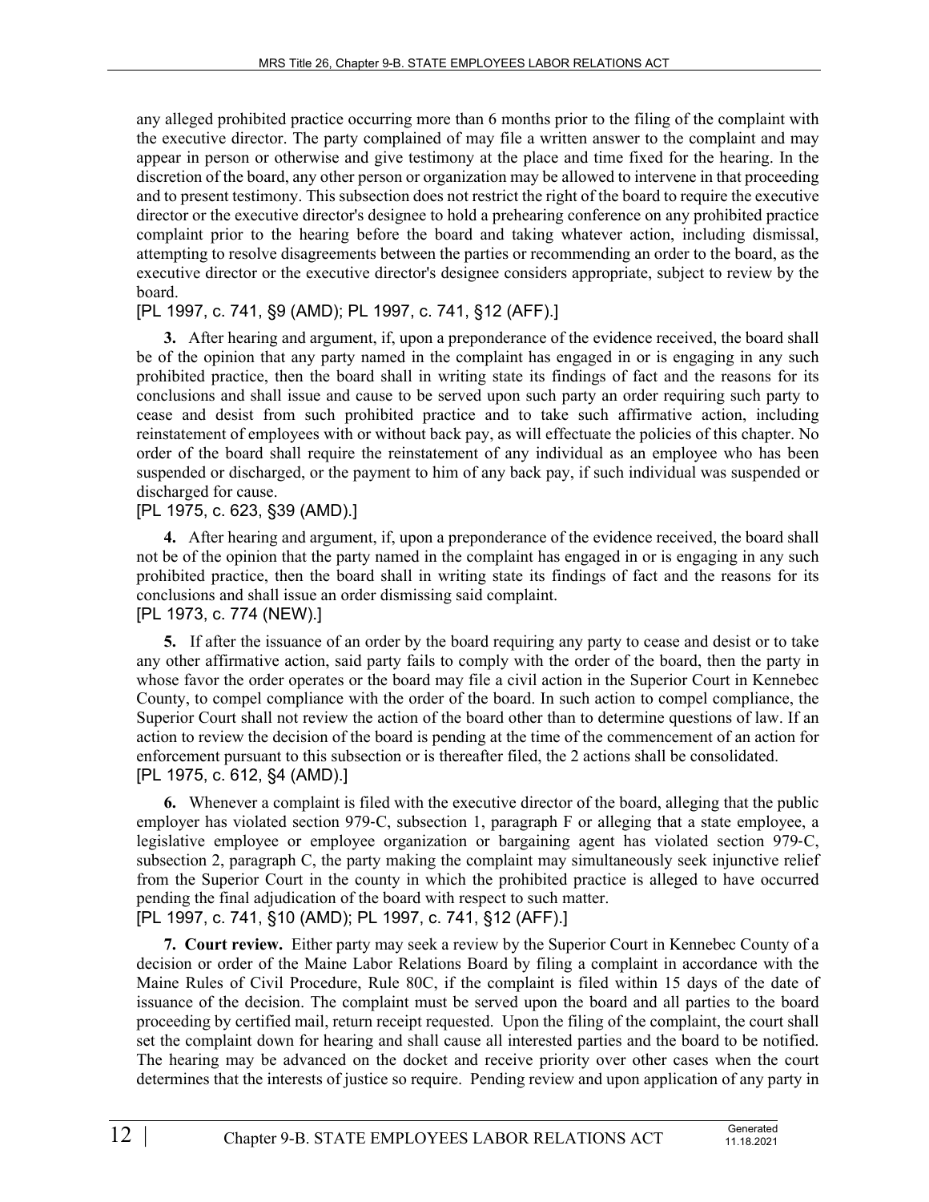any alleged prohibited practice occurring more than 6 months prior to the filing of the complaint with the executive director. The party complained of may file a written answer to the complaint and may appear in person or otherwise and give testimony at the place and time fixed for the hearing. In the discretion of the board, any other person or organization may be allowed to intervene in that proceeding and to present testimony. This subsection does not restrict the right of the board to require the executive director or the executive director's designee to hold a prehearing conference on any prohibited practice complaint prior to the hearing before the board and taking whatever action, including dismissal, attempting to resolve disagreements between the parties or recommending an order to the board, as the executive director or the executive director's designee considers appropriate, subject to review by the board.

[PL 1997, c. 741, §9 (AMD); PL 1997, c. 741, §12 (AFF).]

**3.** After hearing and argument, if, upon a preponderance of the evidence received, the board shall be of the opinion that any party named in the complaint has engaged in or is engaging in any such prohibited practice, then the board shall in writing state its findings of fact and the reasons for its conclusions and shall issue and cause to be served upon such party an order requiring such party to cease and desist from such prohibited practice and to take such affirmative action, including reinstatement of employees with or without back pay, as will effectuate the policies of this chapter. No order of the board shall require the reinstatement of any individual as an employee who has been suspended or discharged, or the payment to him of any back pay, if such individual was suspended or discharged for cause.

[PL 1975, c. 623, §39 (AMD).]

**4.** After hearing and argument, if, upon a preponderance of the evidence received, the board shall not be of the opinion that the party named in the complaint has engaged in or is engaging in any such prohibited practice, then the board shall in writing state its findings of fact and the reasons for its conclusions and shall issue an order dismissing said complaint.

[PL 1973, c. 774 (NEW).]

**5.** If after the issuance of an order by the board requiring any party to cease and desist or to take any other affirmative action, said party fails to comply with the order of the board, then the party in whose favor the order operates or the board may file a civil action in the Superior Court in Kennebec County, to compel compliance with the order of the board. In such action to compel compliance, the Superior Court shall not review the action of the board other than to determine questions of law. If an action to review the decision of the board is pending at the time of the commencement of an action for enforcement pursuant to this subsection or is thereafter filed, the 2 actions shall be consolidated.

[PL 1975, c. 612, §4 (AMD).]

**6.** Whenever a complaint is filed with the executive director of the board, alleging that the public employer has violated section 979-C, subsection 1, paragraph F or alleging that a state employee, a legislative employee or employee organization or bargaining agent has violated section 979-C, subsection 2, paragraph C, the party making the complaint may simultaneously seek injunctive relief from the Superior Court in the county in which the prohibited practice is alleged to have occurred pending the final adjudication of the board with respect to such matter.

[PL 1997, c. 741, §10 (AMD); PL 1997, c. 741, §12 (AFF).]

**7. Court review.** Either party may seek a review by the Superior Court in Kennebec County of a decision or order of the Maine Labor Relations Board by filing a complaint in accordance with the Maine Rules of Civil Procedure, Rule 80C, if the complaint is filed within 15 days of the date of issuance of the decision. The complaint must be served upon the board and all parties to the board proceeding by certified mail, return receipt requested. Upon the filing of the complaint, the court shall set the complaint down for hearing and shall cause all interested parties and the board to be notified. The hearing may be advanced on the docket and receive priority over other cases when the court determines that the interests of justice so require. Pending review and upon application of any party in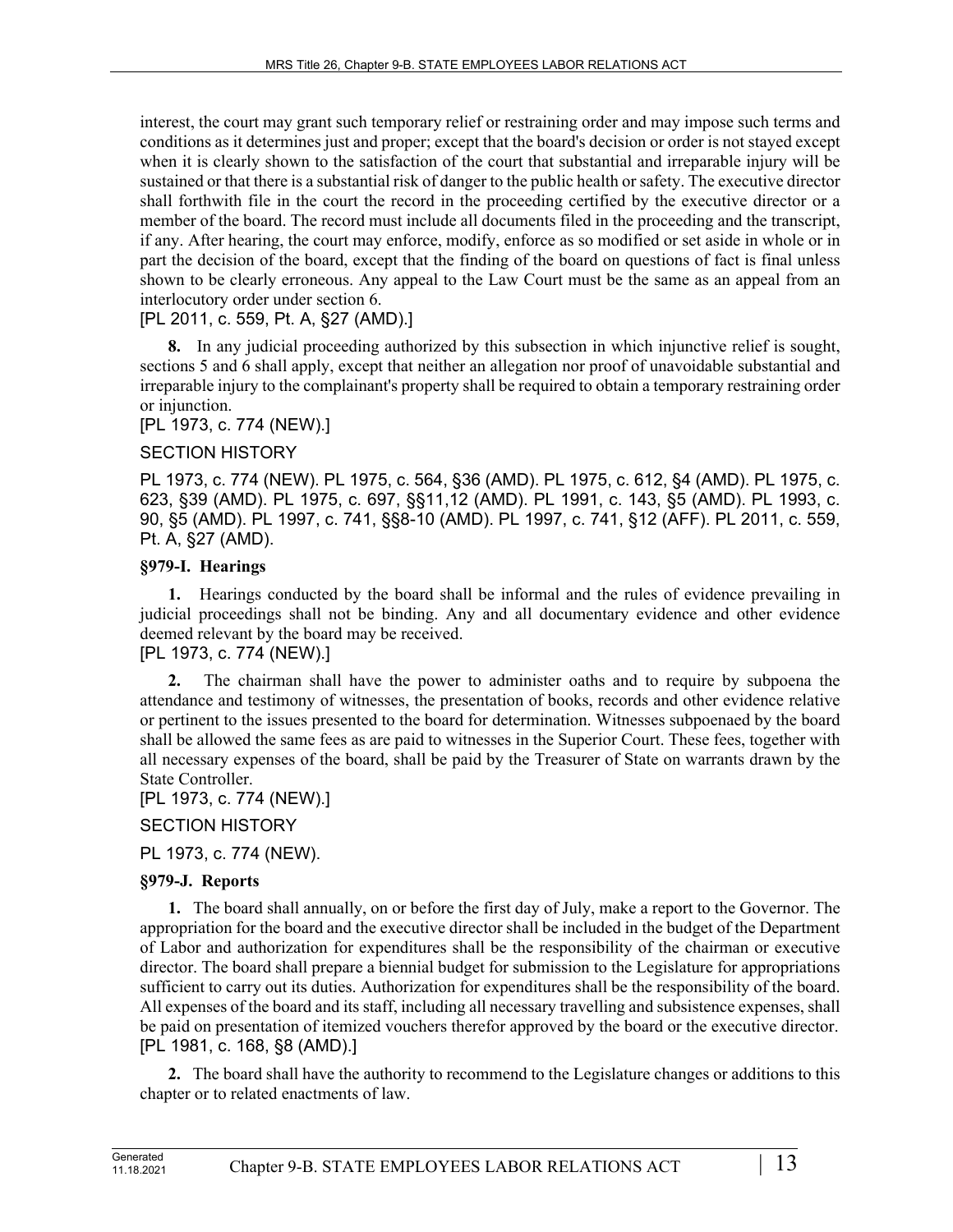interest, the court may grant such temporary relief or restraining order and may impose such terms and conditions as it determines just and proper; except that the board's decision or order is not stayed except when it is clearly shown to the satisfaction of the court that substantial and irreparable injury will be sustained or that there is a substantial risk of danger to the public health or safety. The executive director shall forthwith file in the court the record in the proceeding certified by the executive director or a member of the board. The record must include all documents filed in the proceeding and the transcript, if any. After hearing, the court may enforce, modify, enforce as so modified or set aside in whole or in part the decision of the board, except that the finding of the board on questions of fact is final unless shown to be clearly erroneous. Any appeal to the Law Court must be the same as an appeal from an interlocutory order under section 6.

[PL 2011, c. 559, Pt. A, §27 (AMD).]

**8.** In any judicial proceeding authorized by this subsection in which injunctive relief is sought, sections 5 and 6 shall apply, except that neither an allegation nor proof of unavoidable substantial and irreparable injury to the complainant's property shall be required to obtain a temporary restraining order or injunction.

[PL 1973, c. 774 (NEW).]

SECTION HISTORY

PL 1973, c. 774 (NEW). PL 1975, c. 564, §36 (AMD). PL 1975, c. 612, §4 (AMD). PL 1975, c. 623, §39 (AMD). PL 1975, c. 697, §§11,12 (AMD). PL 1991, c. 143, §5 (AMD). PL 1993, c. 90, §5 (AMD). PL 1997, c. 741, §§8-10 (AMD). PL 1997, c. 741, §12 (AFF). PL 2011, c. 559, Pt. A, §27 (AMD).

### §979-I. Hearings

**1.** Hearings conducted by the board shall be informal and the rules of evidence prevailing in judicial proceedings shall not be binding. Any and all documentary evidence and other evidence deemed relevant by the board may be received.

[PL 1973, c. 774 (NEW).]

**2.** The chairman shall have the power to administer oaths and to require by subpoena the attendance and testimony of witnesses, the presentation of books, records and other evidence relative or pertinent to the issues presented to the board for determination. Witnesses subpoenaed by the board shall be allowed the same fees as are paid to witnesses in the Superior Court. These fees, together with all necessary expenses of the board, shall be paid by the Treasurer of State on warrants drawn by the State Controller.

[PL 1973, c. 774 (NEW).]

SECTION HISTORY

PL 1973, c. 774 (NEW).

### §979-J. Reports

**1.** The board shall annually, on or before the first day of July, make a report to the Governor. The appropriation for the board and the executive director shall be included in the budget of the Department of Labor and authorization for expenditures shall be the responsibility of the chairman or executive director. The board shall prepare a biennial budget for submission to the Legislature for appropriations sufficient to carry out its duties. Authorization for expenditures shall be the responsibility of the board. All expenses of the board and its staff, including all necessary travelling and subsistence expenses, shall be paid on presentation of itemized vouchers therefor approved by the board or the executive director.

[PL 1981, c. 168, §8 (AMD).]

**2.** The board shall have the authority to recommend to the Legislature changes or additions to this chapter or to related enactments of law.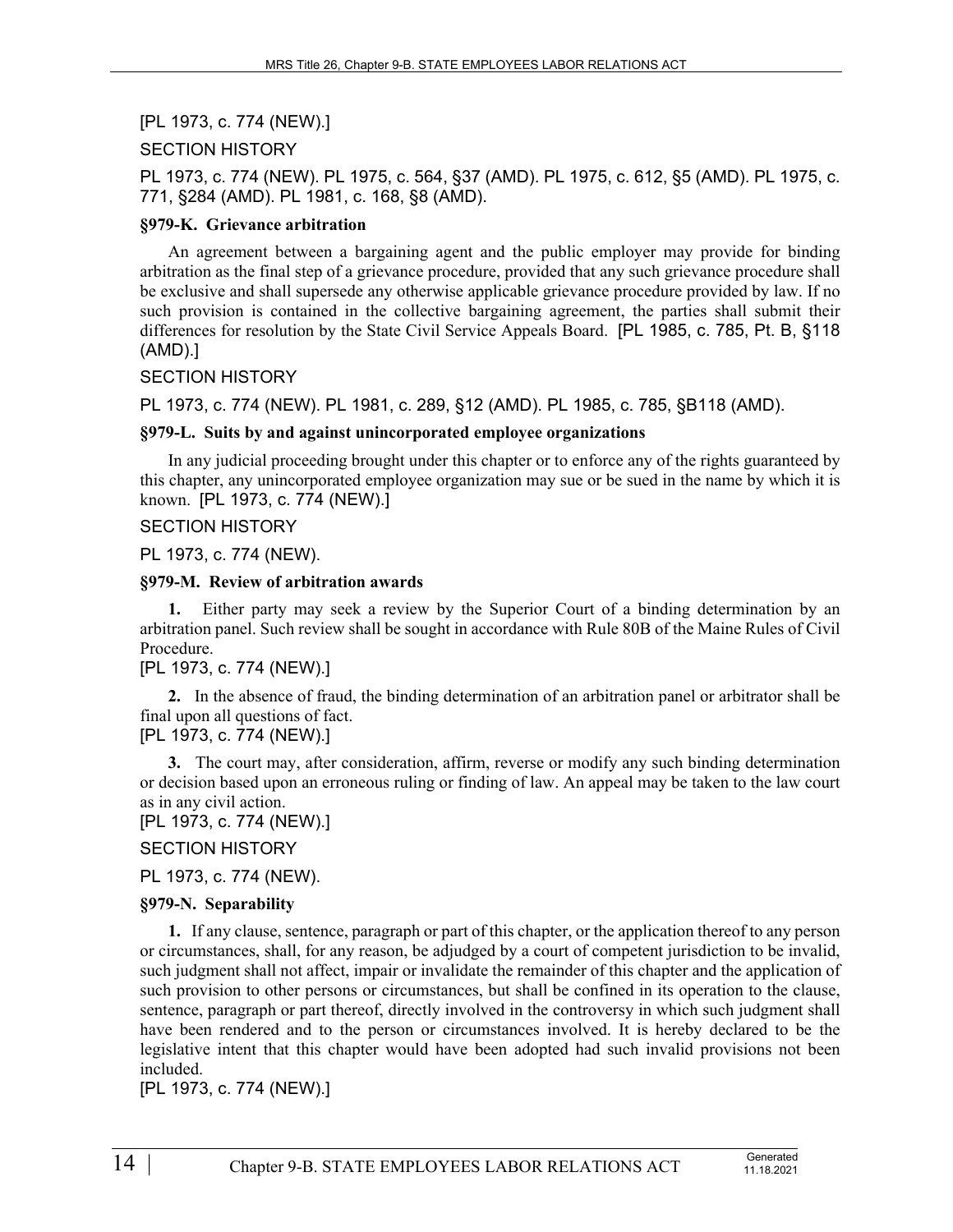[PL 1973, c. 774 (NEW).]

SECTION HISTORY

PL 1973, c. 774 (NEW). PL 1975, c. 564, §37 (AMD). PL 1975, c. 612, §5 (AMD). PL 1975, c. 771, §284 (AMD). PL 1981, c. 168, §8 (AMD).

**§979-K. Grievance arbitration**

An agreement between a bargaining agent and the public employer may provide for binding arbitration as the final step of a grievance procedure, provided that any such grievance procedure shall be exclusive and shall supersede any otherwise applicable grievance procedure provided by law. If no such provision is contained in the collective bargaining agreement, the parties shall submit their differences for resolution by the State Civil Service Appeals Board. [PL 1985, c. 785, Pt. B, §118 (AMD).]

SECTION HISTORY

PL 1973, c. 774 (NEW). PL 1981, c. 289, §12 (AMD). PL 1985, c. 785, §B118 (AMD).

**§979-L. Suits by and against unincorporated employee organizations**

In any judicial proceeding brought under this chapter or to enforce any of the rights guaranteed by this chapter, any unincorporated employee organization may sue or be sued in the name by which it is known. [PL 1973, c. 774 (NEW).]

SECTION HISTORY

PL 1973, c. 774 (NEW).

**§979-M. Review of arbitration awards**

**1.** Either party may seek a review by the Superior Court of a binding determination by an arbitration panel. Such review shall be sought in accordance with Rule 80B of the Maine Rules of Civil Procedure.

[PL 1973, c. 774 (NEW).]

**2.** In the absence of fraud, the binding determination of an arbitration panel or arbitrator shall be final upon all questions of fact.

[PL 1973, c. 774 (NEW).]

**3.** The court may, after consideration, affirm, reverse or modify any such binding determination or decision based upon an erroneous ruling or finding of law. An appeal may be taken to the law court as in any civil action.

[PL 1973, c. 774 (NEW).]

SECTION HISTORY

PL 1973, c. 774 (NEW).

**§979-N. Separability**

**1.** If any clause, sentence, paragraph or part of this chapter, or the application thereof to any person or circumstances, shall, for any reason, be adjudged by a court of competent jurisdiction to be invalid, such judgment shall not affect, impair or invalidate the remainder of this chapter and the application of such provision to other persons or circumstances, but shall be confined in its operation to the clause, sentence, paragraph or part thereof, directly involved in the controversy in which such judgment shall have been rendered and to the person or circumstances involved. It is hereby declared to be the legislative intent that this chapter would have been adopted had such invalid provisions not been included.

[PL 1973, c. 774 (NEW).]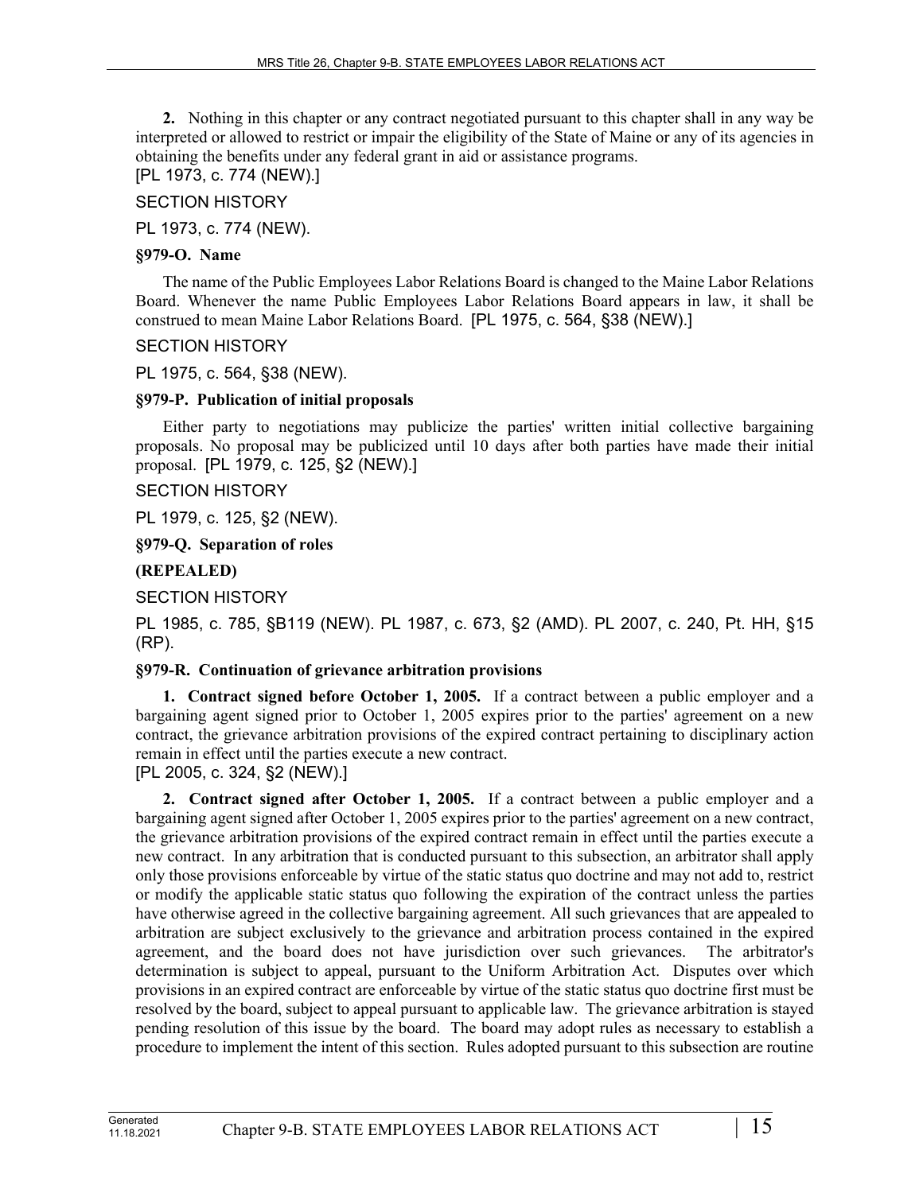**2.** Nothing in this chapter or any contract negotiated pursuant to this chapter shall in any way be interpreted or allowed to restrict or impair the eligibility of the State of Maine or any of its agencies in obtaining the benefits under any federal grant in aid or assistance programs.
[PL 1973, c. 774 (NEW).]

SECTION HISTORY

PL 1973, c. 774 (NEW).

### §979-O. Name

The name of the Public Employees Labor Relations Board is changed to the Maine Labor Relations Board. Whenever the name Public Employees Labor Relations Board appears in law, it shall be construed to mean Maine Labor Relations Board. [PL 1975, c. 564, §38 (NEW).]

SECTION HISTORY

PL 1975, c. 564, §38 (NEW).

### §979-P. Publication of initial proposals

Either party to negotiations may publicize the parties' written initial collective bargaining proposals. No proposal may be publicized until 10 days after both parties have made their initial proposal. [PL 1979, c. 125, §2 (NEW).]

SECTION HISTORY

PL 1979, c. 125, §2 (NEW).

### §979-Q. Separation of roles

**(REPEALED)**

SECTION HISTORY

PL 1985, c. 785, §B119 (NEW). PL 1987, c. 673, §2 (AMD). PL 2007, c. 240, Pt. HH, §15 (RP).

### §979-R. Continuation of grievance arbitration provisions

**1. Contract signed before October 1, 2005.** If a contract between a public employer and a bargaining agent signed prior to October 1, 2005 expires prior to the parties' agreement on a new contract, the grievance arbitration provisions of the expired contract pertaining to disciplinary action remain in effect until the parties execute a new contract.
[PL 2005, c. 324, §2 (NEW).]

**2. Contract signed after October 1, 2005.** If a contract between a public employer and a bargaining agent signed after October 1, 2005 expires prior to the parties' agreement on a new contract, the grievance arbitration provisions of the expired contract remain in effect until the parties execute a new contract. In any arbitration that is conducted pursuant to this subsection, an arbitrator shall apply only those provisions enforceable by virtue of the static status quo doctrine and may not add to, restrict or modify the applicable static status quo following the expiration of the contract unless the parties have otherwise agreed in the collective bargaining agreement. All such grievances that are appealed to arbitration are subject exclusively to the grievance and arbitration process contained in the expired agreement, and the board does not have jurisdiction over such grievances. The arbitrator's determination is subject to appeal, pursuant to the Uniform Arbitration Act. Disputes over which provisions in an expired contract are enforceable by virtue of the static status quo doctrine first must be resolved by the board, subject to appeal pursuant to applicable law. The grievance arbitration is stayed pending resolution of this issue by the board. The board may adopt rules as necessary to establish a procedure to implement the intent of this section. Rules adopted pursuant to this subsection are routine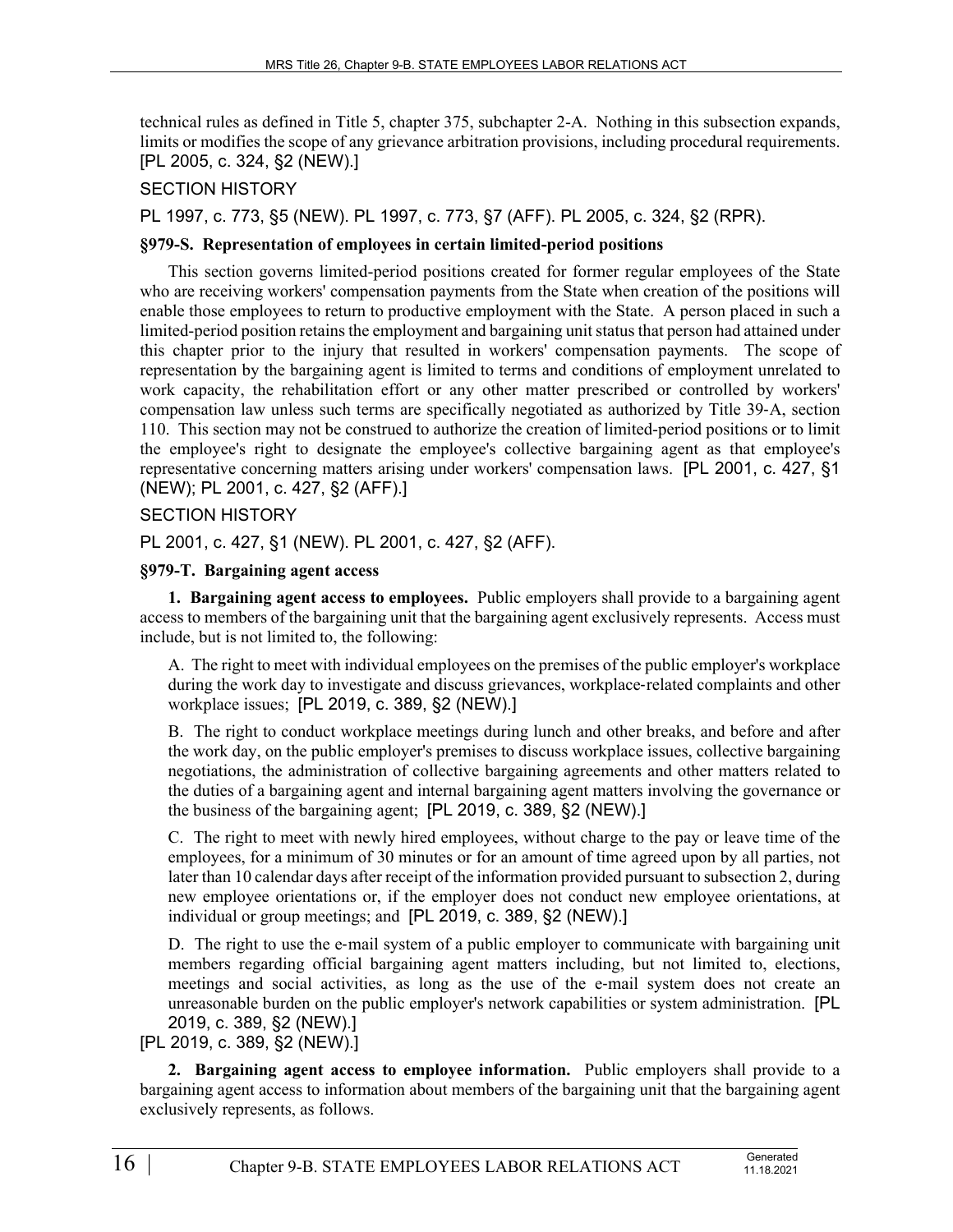technical rules as defined in Title 5, chapter 375, subchapter 2-A. Nothing in this subsection expands, limits or modifies the scope of any grievance arbitration provisions, including procedural requirements. [PL 2005, c. 324, §2 (NEW).]

SECTION HISTORY

PL 1997, c. 773, §5 (NEW). PL 1997, c. 773, §7 (AFF). PL 2005, c. 324, §2 (RPR).

**§979-S. Representation of employees in certain limited-period positions**

This section governs limited-period positions created for former regular employees of the State who are receiving workers' compensation payments from the State when creation of the positions will enable those employees to return to productive employment with the State. A person placed in such a limited-period position retains the employment and bargaining unit status that person had attained under this chapter prior to the injury that resulted in workers' compensation payments. The scope of representation by the bargaining agent is limited to terms and conditions of employment unrelated to work capacity, the rehabilitation effort or any other matter prescribed or controlled by workers' compensation law unless such terms are specifically negotiated as authorized by Title 39-A, section 110. This section may not be construed to authorize the creation of limited-period positions or to limit the employee's right to designate the employee's collective bargaining agent as that employee's representative concerning matters arising under workers' compensation laws. [PL 2001, c. 427, §1 (NEW); PL 2001, c. 427, §2 (AFF).]

SECTION HISTORY

PL 2001, c. 427, §1 (NEW). PL 2001, c. 427, §2 (AFF).

**§979-T. Bargaining agent access**

**1. Bargaining agent access to employees.** Public employers shall provide to a bargaining agent access to members of the bargaining unit that the bargaining agent exclusively represents. Access must include, but is not limited to, the following:

A. The right to meet with individual employees on the premises of the public employer's workplace during the work day to investigate and discuss grievances, workplace-related complaints and other workplace issues; [PL 2019, c. 389, §2 (NEW).]

B. The right to conduct workplace meetings during lunch and other breaks, and before and after the work day, on the public employer's premises to discuss workplace issues, collective bargaining negotiations, the administration of collective bargaining agreements and other matters related to the duties of a bargaining agent and internal bargaining agent matters involving the governance or the business of the bargaining agent; [PL 2019, c. 389, §2 (NEW).]

C. The right to meet with newly hired employees, without charge to the pay or leave time of the employees, for a minimum of 30 minutes or for an amount of time agreed upon by all parties, not later than 10 calendar days after receipt of the information provided pursuant to subsection 2, during new employee orientations or, if the employer does not conduct new employee orientations, at individual or group meetings; and [PL 2019, c. 389, §2 (NEW).]

D. The right to use the e-mail system of a public employer to communicate with bargaining unit members regarding official bargaining agent matters including, but not limited to, elections, meetings and social activities, as long as the use of the e-mail system does not create an unreasonable burden on the public employer's network capabilities or system administration. [PL 2019, c. 389, §2 (NEW).]

[PL 2019, c. 389, §2 (NEW).]

**2. Bargaining agent access to employee information.** Public employers shall provide to a bargaining agent access to information about members of the bargaining unit that the bargaining agent exclusively represents, as follows.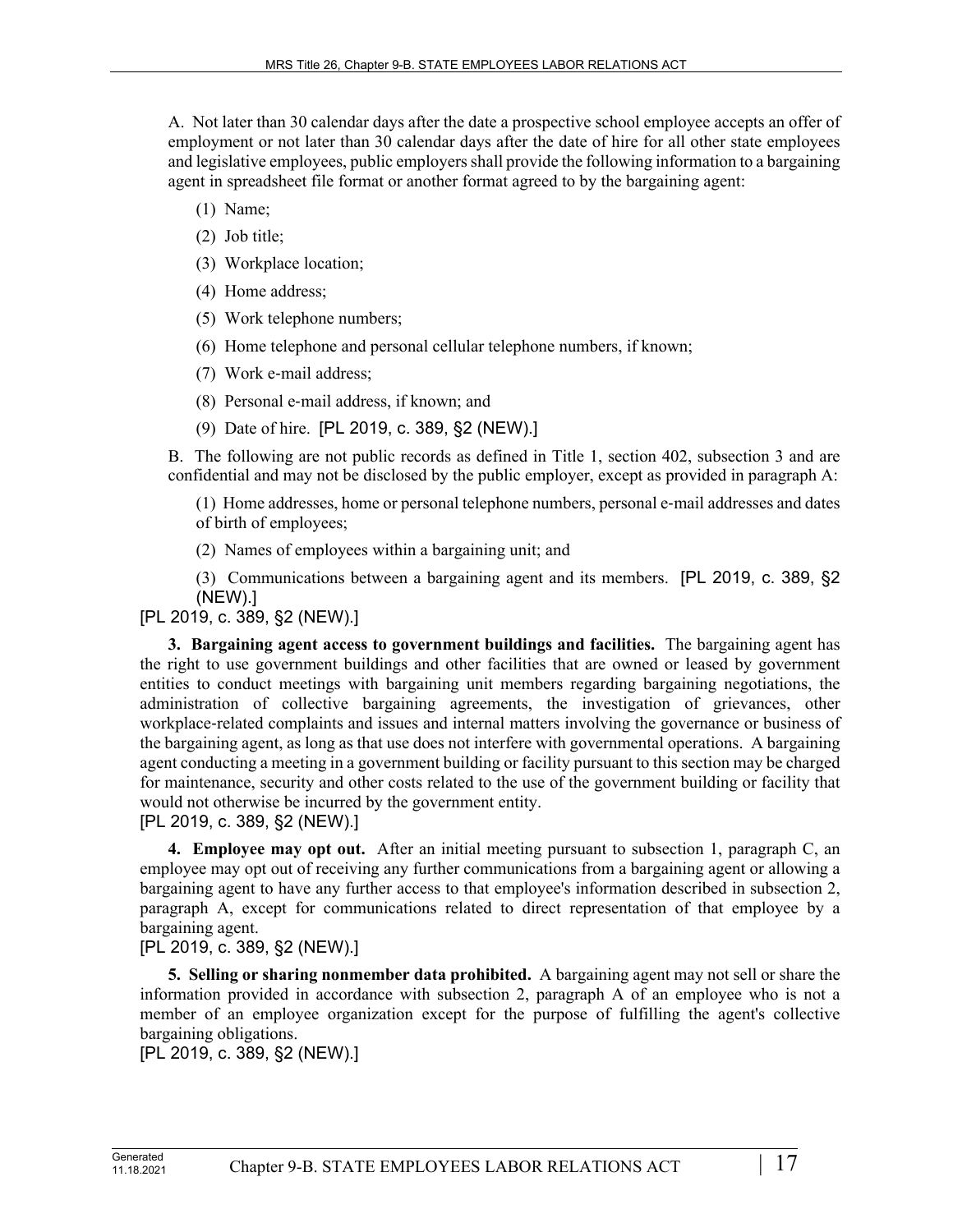A. Not later than 30 calendar days after the date a prospective school employee accepts an offer of employment or not later than 30 calendar days after the date of hire for all other state employees and legislative employees, public employers shall provide the following information to a bargaining agent in spreadsheet file format or another format agreed to by the bargaining agent:

(1) Name;

(2) Job title;

(3) Workplace location;

(4) Home address;

(5) Work telephone numbers;

(6) Home telephone and personal cellular telephone numbers, if known;

(7) Work e-mail address;

(8) Personal e-mail address, if known; and

(9) Date of hire. [PL 2019, c. 389, §2 (NEW).]

B. The following are not public records as defined in Title 1, section 402, subsection 3 and are confidential and may not be disclosed by the public employer, except as provided in paragraph A:

(1) Home addresses, home or personal telephone numbers, personal e-mail addresses and dates of birth of employees;

(2) Names of employees within a bargaining unit; and

(3) Communications between a bargaining agent and its members. [PL 2019, c. 389, §2 (NEW).]

[PL 2019, c. 389, §2 (NEW).]

**3. Bargaining agent access to government buildings and facilities.** The bargaining agent has the right to use government buildings and other facilities that are owned or leased by government entities to conduct meetings with bargaining unit members regarding bargaining negotiations, the administration of collective bargaining agreements, the investigation of grievances, other workplace-related complaints and issues and internal matters involving the governance or business of the bargaining agent, as long as that use does not interfere with governmental operations. A bargaining agent conducting a meeting in a government building or facility pursuant to this section may be charged for maintenance, security and other costs related to the use of the government building or facility that would not otherwise be incurred by the government entity.

[PL 2019, c. 389, §2 (NEW).]

**4. Employee may opt out.** After an initial meeting pursuant to subsection 1, paragraph C, an employee may opt out of receiving any further communications from a bargaining agent or allowing a bargaining agent to have any further access to that employee's information described in subsection 2, paragraph A, except for communications related to direct representation of that employee by a bargaining agent.

[PL 2019, c. 389, §2 (NEW).]

**5. Selling or sharing nonmember data prohibited.** A bargaining agent may not sell or share the information provided in accordance with subsection 2, paragraph A of an employee who is not a member of an employee organization except for the purpose of fulfilling the agent's collective bargaining obligations.

[PL 2019, c. 389, §2 (NEW).]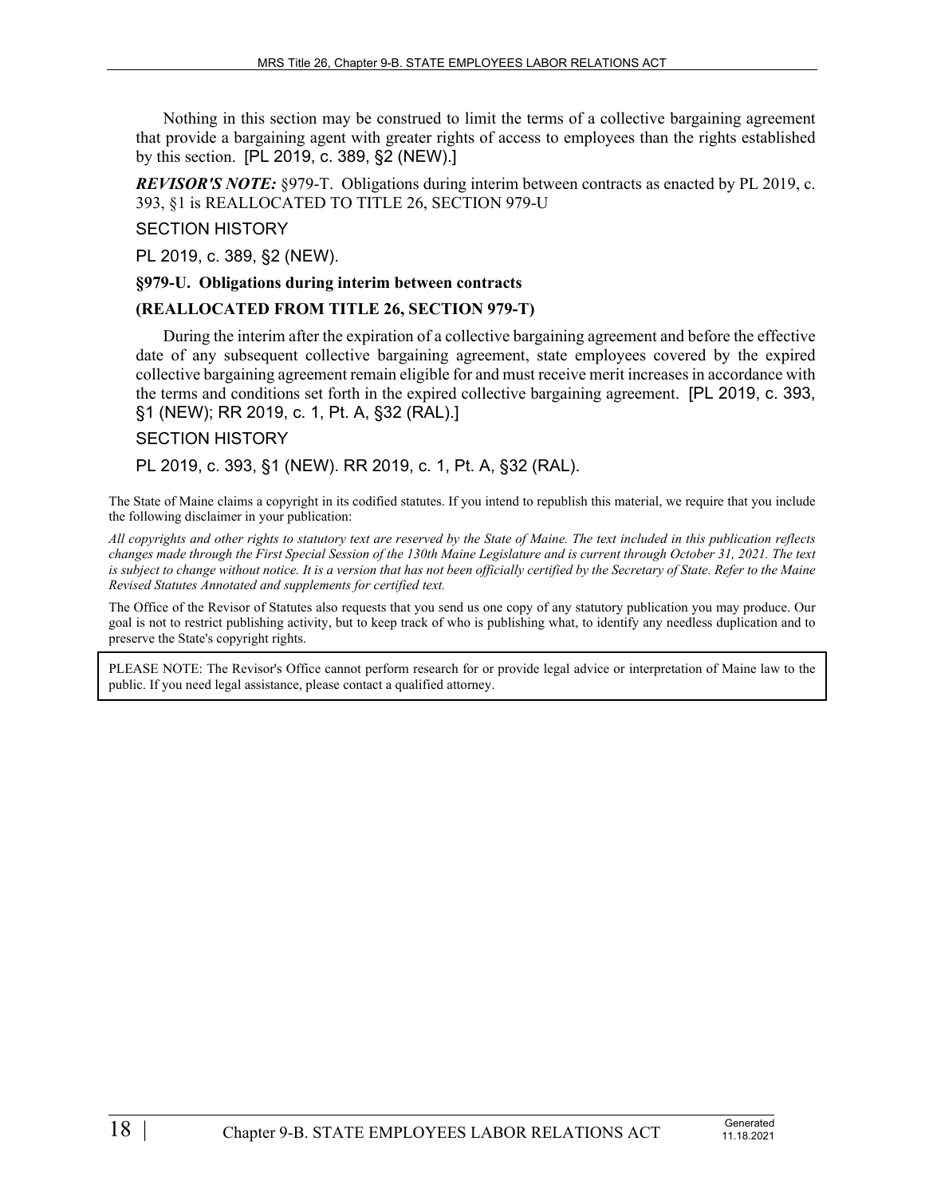Nothing in this section may be construed to limit the terms of a collective bargaining agreement that provide a bargaining agent with greater rights of access to employees than the rights established by this section. [PL 2019, c. 389, §2 (NEW).]

***REVISOR'S NOTE:*** §979-T. Obligations during interim between contracts as enacted by PL 2019, c. 393, §1 is REALLOCATED TO TITLE 26, SECTION 979-U

SECTION HISTORY

PL 2019, c. 389, §2 (NEW).

**§979-U. Obligations during interim between contracts**

**(REALLOCATED FROM TITLE 26, SECTION 979-T)**

During the interim after the expiration of a collective bargaining agreement and before the effective date of any subsequent collective bargaining agreement, state employees covered by the expired collective bargaining agreement remain eligible for and must receive merit increases in accordance with the terms and conditions set forth in the expired collective bargaining agreement. [PL 2019, c. 393, §1 (NEW); RR 2019, c. 1, Pt. A, §32 (RAL).]

SECTION HISTORY

PL 2019, c. 393, §1 (NEW). RR 2019, c. 1, Pt. A, §32 (RAL).

The State of Maine claims a copyright in its codified statutes. If you intend to republish this material, we require that you include the following disclaimer in your publication:

*All copyrights and other rights to statutory text are reserved by the State of Maine. The text included in this publication reflects changes made through the First Special Session of the 130th Maine Legislature and is current through October 31, 2021. The text is subject to change without notice. It is a version that has not been officially certified by the Secretary of State. Refer to the Maine Revised Statutes Annotated and supplements for certified text.*

The Office of the Revisor of Statutes also requests that you send us one copy of any statutory publication you may produce. Our goal is not to restrict publishing activity, but to keep track of who is publishing what, to identify any needless duplication and to preserve the State's copyright rights.

PLEASE NOTE: The Revisor's Office cannot perform research for or provide legal advice or interpretation of Maine law to the public. If you need legal assistance, please contact a qualified attorney.